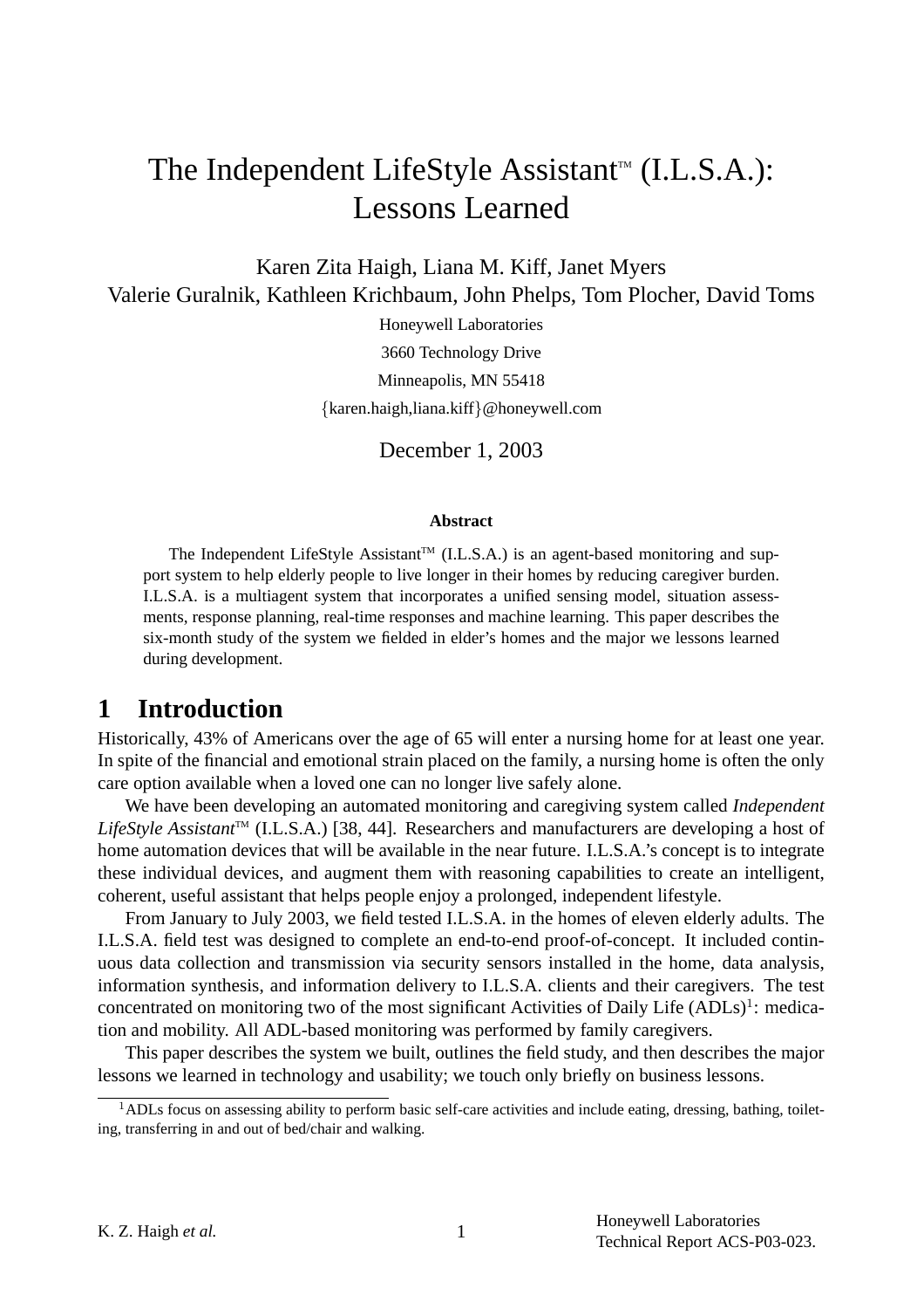# The Independent LifeStyle Assistant™ (I.L.S.A.): Lessons Learned

Karen Zita Haigh, Liana M. Kiff, Janet Myers
Valerie Guralnik, Kathleen Krichbaum, John Phelps, Tom Plocher, David Toms

Honeywell Laboratories
3660 Technology Drive
Minneapolis, MN 55418
{karen.haigh,liana.kiff}@honeywell.com

December 1, 2003

**Abstract**

The Independent LifeStyle Assistant™ (I.L.S.A.) is an agent-based monitoring and support system to help elderly people to live longer in their homes by reducing caregiver burden. I.L.S.A. is a multiagent system that incorporates a unified sensing model, situation assessments, response planning, real-time responses and machine learning. This paper describes the six-month study of the system we fielded in elder's homes and the major we lessons learned during development.

## 1 Introduction

Historically, 43% of Americans over the age of 65 will enter a nursing home for at least one year. In spite of the financial and emotional strain placed on the family, a nursing home is often the only care option available when a loved one can no longer live safely alone.

We have been developing an automated monitoring and caregiving system called *Independent LifeStyle Assistant*™ (I.L.S.A.) [38, 44]. Researchers and manufacturers are developing a host of home automation devices that will be available in the near future. I.L.S.A.'s concept is to integrate these individual devices, and augment them with reasoning capabilities to create an intelligent, coherent, useful assistant that helps people enjoy a prolonged, independent lifestyle.

From January to July 2003, we field tested I.L.S.A. in the homes of eleven elderly adults. The I.L.S.A. field test was designed to complete an end-to-end proof-of-concept. It included continuous data collection and transmission via security sensors installed in the home, data analysis, information synthesis, and information delivery to I.L.S.A. clients and their caregivers. The test concentrated on monitoring two of the most significant Activities of Daily Life (ADLs)[1]: medication and mobility. All ADL-based monitoring was performed by family caregivers.

This paper describes the system we built, outlines the field study, and then describes the major lessons we learned in technology and usability; we touch only briefly on business lessons.

[1] ADLs focus on assessing ability to perform basic self-care activities and include eating, dressing, bathing, toileting, transferring in and out of bed/chair and walking.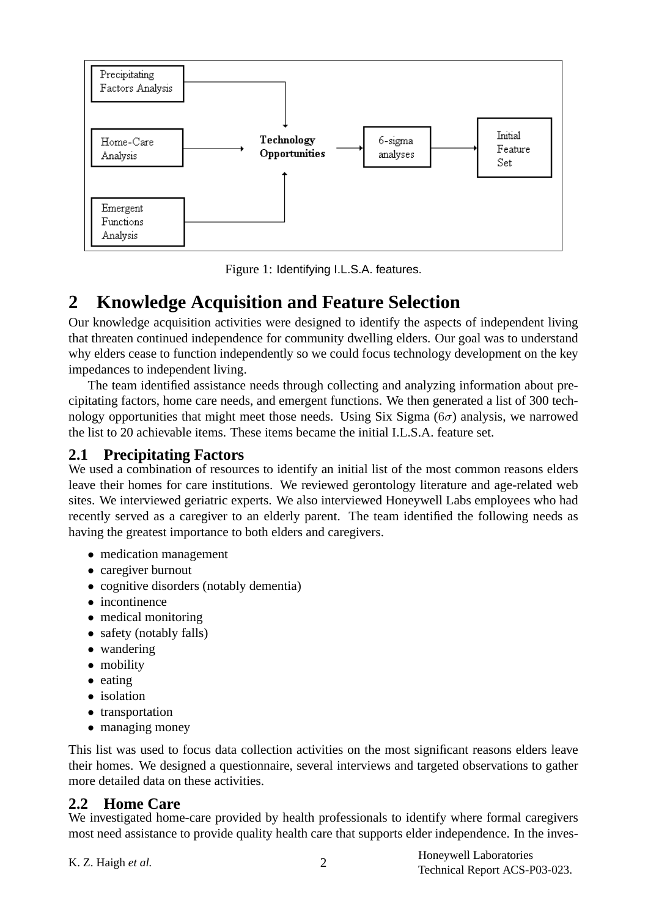Figure 1: Identifying I.L.S.A. features.

## 2 Knowledge Acquisition and Feature Selection

Our knowledge acquisition activities were designed to identify the aspects of independent living that threaten continued independence for community dwelling elders. Our goal was to understand why elders cease to function independently so we could focus technology development on the key impedances to independent living.

The team identified assistance needs through collecting and analyzing information about precipitating factors, home care needs, and emergent functions. We then generated a list of 300 technology opportunities that might meet those needs. Using Six Sigma ($6\sigma$) analysis, we narrowed the list to 20 achievable items. These items became the initial I.L.S.A. feature set.

### 2.1 Precipitating Factors

We used a combination of resources to identify an initial list of the most common reasons elders leave their homes for care institutions. We reviewed gerontology literature and age-related web sites. We interviewed geriatric experts. We also interviewed Honeywell Labs employees who had recently served as a caregiver to an elderly parent. The team identified the following needs as having the greatest importance to both elders and caregivers.

- medication management
- caregiver burnout
- cognitive disorders (notably dementia)
- incontinence
- medical monitoring
- safety (notably falls)
- wandering
- mobility
- eating
- isolation
- transportation
- managing money

This list was used to focus data collection activities on the most significant reasons elders leave their homes. We designed a questionnaire, several interviews and targeted observations to gather more detailed data on these activities.

### 2.2 Home Care

We investigated home-care provided by health professionals to identify where formal caregivers most need assistance to provide quality health care that supports elder independence. In the inves-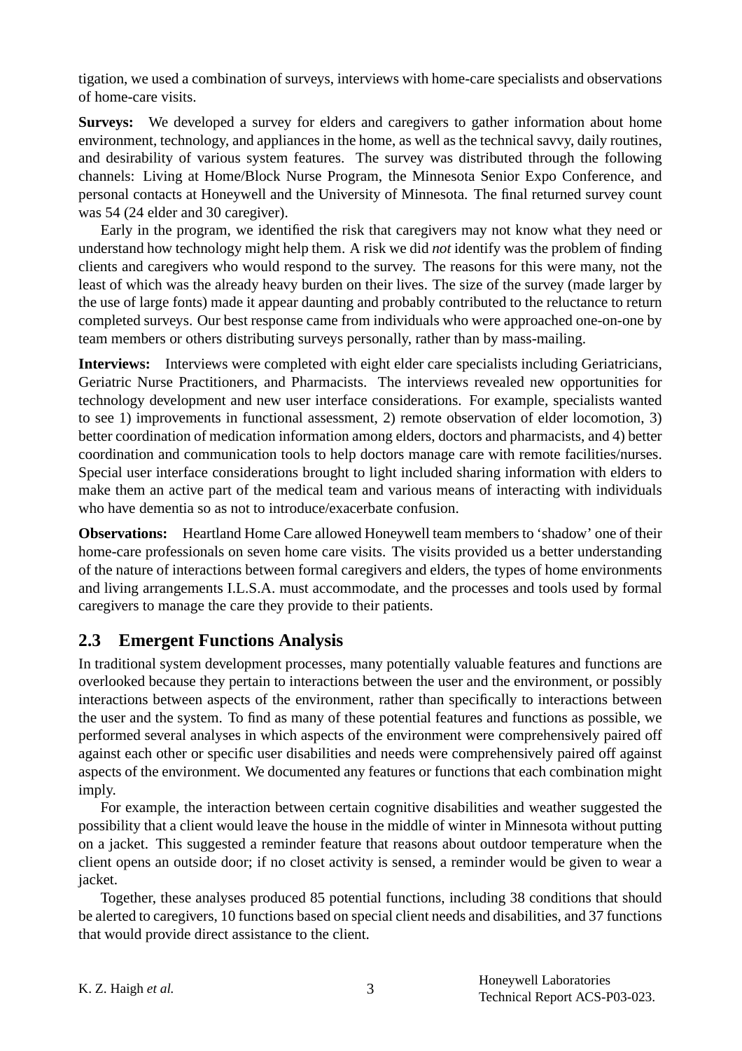tigation, we used a combination of surveys, interviews with home-care specialists and observations of home-care visits.

**Surveys:** We developed a survey for elders and caregivers to gather information about home environment, technology, and appliances in the home, as well as the technical savvy, daily routines, and desirability of various system features. The survey was distributed through the following channels: Living at Home/Block Nurse Program, the Minnesota Senior Expo Conference, and personal contacts at Honeywell and the University of Minnesota. The final returned survey count was 54 (24 elder and 30 caregiver).

Early in the program, we identified the risk that caregivers may not know what they need or understand how technology might help them. A risk we did *not* identify was the problem of finding clients and caregivers who would respond to the survey. The reasons for this were many, not the least of which was the already heavy burden on their lives. The size of the survey (made larger by the use of large fonts) made it appear daunting and probably contributed to the reluctance to return completed surveys. Our best response came from individuals who were approached one-on-one by team members or others distributing surveys personally, rather than by mass-mailing.

**Interviews:** Interviews were completed with eight elder care specialists including Geriatricians, Geriatric Nurse Practitioners, and Pharmacists. The interviews revealed new opportunities for technology development and new user interface considerations. For example, specialists wanted to see 1) improvements in functional assessment, 2) remote observation of elder locomotion, 3) better coordination of medication information among elders, doctors and pharmacists, and 4) better coordination and communication tools to help doctors manage care with remote facilities/nurses. Special user interface considerations brought to light included sharing information with elders to make them an active part of the medical team and various means of interacting with individuals who have dementia so as not to introduce/exacerbate confusion.

**Observations:** Heartland Home Care allowed Honeywell team members to 'shadow' one of their home-care professionals on seven home care visits. The visits provided us a better understanding of the nature of interactions between formal caregivers and elders, the types of home environments and living arrangements I.L.S.A. must accommodate, and the processes and tools used by formal caregivers to manage the care they provide to their patients.

## 2.3 Emergent Functions Analysis

In traditional system development processes, many potentially valuable features and functions are overlooked because they pertain to interactions between the user and the environment, or possibly interactions between aspects of the environment, rather than specifically to interactions between the user and the system. To find as many of these potential features and functions as possible, we performed several analyses in which aspects of the environment were comprehensively paired off against each other or specific user disabilities and needs were comprehensively paired off against aspects of the environment. We documented any features or functions that each combination might imply.

For example, the interaction between certain cognitive disabilities and weather suggested the possibility that a client would leave the house in the middle of winter in Minnesota without putting on a jacket. This suggested a reminder feature that reasons about outdoor temperature when the client opens an outside door; if no closet activity is sensed, a reminder would be given to wear a jacket.

Together, these analyses produced 85 potential functions, including 38 conditions that should be alerted to caregivers, 10 functions based on special client needs and disabilities, and 37 functions that would provide direct assistance to the client.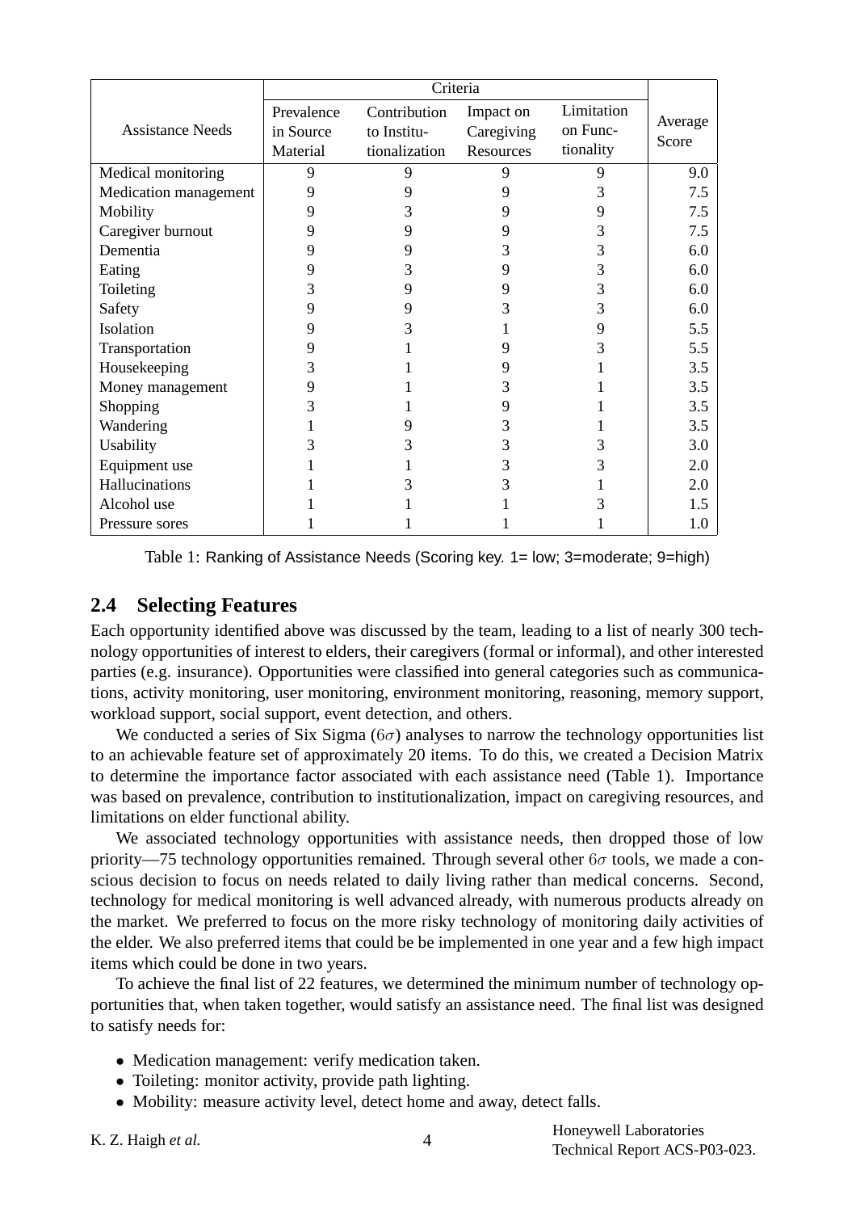| Assistance Needs | Criteria | | | | Average Score |
|---|---|---|---|---|---|
| | Prevalence in Source Material | Contribution to Institutionalization | Impact on Caregiving Resources | Limitation on Functionality | |
| Medical monitoring | 9 | 9 | 9 | 9 | 9.0 |
| Medication management | 9 | 9 | 9 | 3 | 7.5 |
| Mobility | 9 | 3 | 9 | 9 | 7.5 |
| Caregiver burnout | 9 | 9 | 9 | 3 | 7.5 |
| Dementia | 9 | 9 | 3 | 3 | 6.0 |
| Eating | 9 | 3 | 9 | 3 | 6.0 |
| Toileting | 3 | 9 | 9 | 3 | 6.0 |
| Safety | 9 | 9 | 3 | 3 | 6.0 |
| Isolation | 9 | 3 | 1 | 9 | 5.5 |
| Transportation | 9 | 1 | 9 | 3 | 5.5 |
| Housekeeping | 3 | 1 | 9 | 1 | 3.5 |
| Money management | 9 | 1 | 3 | 1 | 3.5 |
| Shopping | 3 | 1 | 9 | 1 | 3.5 |
| Wandering | 1 | 9 | 3 | 1 | 3.5 |
| Usability | 3 | 3 | 3 | 3 | 3.0 |
| Equipment use | 1 | 1 | 3 | 3 | 2.0 |
| Hallucinations | 1 | 3 | 3 | 1 | 2.0 |
| Alcohol use | 1 | 1 | 1 | 3 | 1.5 |
| Pressure sores | 1 | 1 | 1 | 1 | 1.0 |

Table 1: Ranking of Assistance Needs (Scoring key. 1= low; 3=moderate; 9=high)

## 2.4 Selecting Features

Each opportunity identified above was discussed by the team, leading to a list of nearly 300 technology opportunities of interest to elders, their caregivers (formal or informal), and other interested parties (e.g. insurance). Opportunities were classified into general categories such as communications, activity monitoring, user monitoring, environment monitoring, reasoning, memory support, workload support, social support, event detection, and others.

We conducted a series of Six Sigma ($6\sigma$) analyses to narrow the technology opportunities list to an achievable feature set of approximately 20 items. To do this, we created a Decision Matrix to determine the importance factor associated with each assistance need (Table 1). Importance was based on prevalence, contribution to institutionalization, impact on caregiving resources, and limitations on elder functional ability.

We associated technology opportunities with assistance needs, then dropped those of low priority—75 technology opportunities remained. Through several other $6\sigma$ tools, we made a conscious decision to focus on needs related to daily living rather than medical concerns. Second, technology for medical monitoring is well advanced already, with numerous products already on the market. We preferred to focus on the more risky technology of monitoring daily activities of the elder. We also preferred items that could be be implemented in one year and a few high impact items which could be done in two years.

To achieve the final list of 22 features, we determined the minimum number of technology opportunities that, when taken together, would satisfy an assistance need. The final list was designed to satisfy needs for:

- Medication management: verify medication taken.
- Toileting: monitor activity, provide path lighting.
- Mobility: measure activity level, detect home and away, detect falls.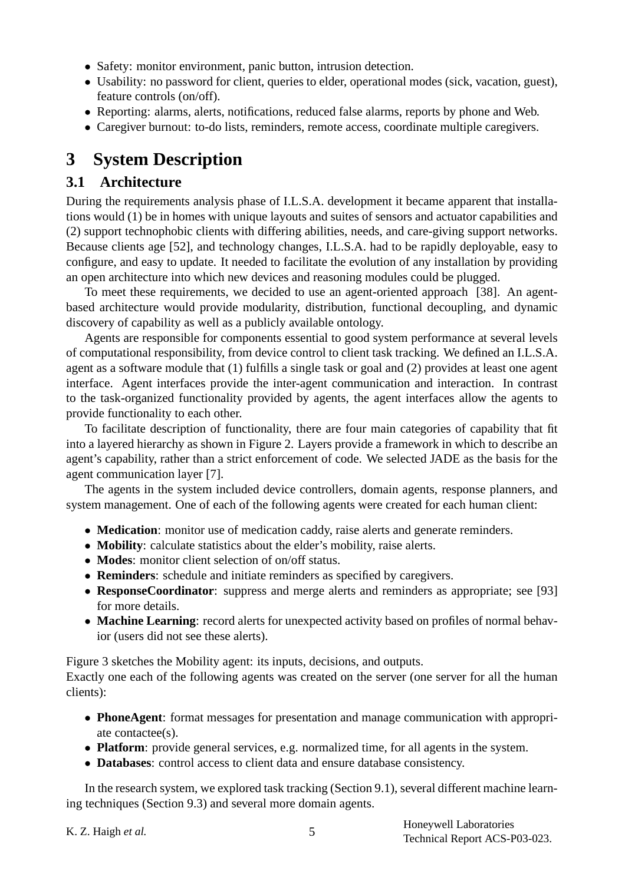- Safety: monitor environment, panic button, intrusion detection.
- Usability: no password for client, queries to elder, operational modes (sick, vacation, guest), feature controls (on/off).
- Reporting: alarms, alerts, notifications, reduced false alarms, reports by phone and Web.
- Caregiver burnout: to-do lists, reminders, remote access, coordinate multiple caregivers.

# 3 System Description

## 3.1 Architecture

During the requirements analysis phase of I.L.S.A. development it became apparent that installations would (1) be in homes with unique layouts and suites of sensors and actuator capabilities and (2) support technophobic clients with differing abilities, needs, and care-giving support networks. Because clients age [52], and technology changes, I.L.S.A. had to be rapidly deployable, easy to configure, and easy to update. It needed to facilitate the evolution of any installation by providing an open architecture into which new devices and reasoning modules could be plugged.

To meet these requirements, we decided to use an agent-oriented approach [38]. An agent-based architecture would provide modularity, distribution, functional decoupling, and dynamic discovery of capability as well as a publicly available ontology.

Agents are responsible for components essential to good system performance at several levels of computational responsibility, from device control to client task tracking. We defined an I.L.S.A. agent as a software module that (1) fulfills a single task or goal and (2) provides at least one agent interface. Agent interfaces provide the inter-agent communication and interaction. In contrast to the task-organized functionality provided by agents, the agent interfaces allow the agents to provide functionality to each other.

To facilitate description of functionality, there are four main categories of capability that fit into a layered hierarchy as shown in Figure 2. Layers provide a framework in which to describe an agent's capability, rather than a strict enforcement of code. We selected JADE as the basis for the agent communication layer [7].

The agents in the system included device controllers, domain agents, response planners, and system management. One of each of the following agents were created for each human client:

- **Medication**: monitor use of medication caddy, raise alerts and generate reminders.
- **Mobility**: calculate statistics about the elder's mobility, raise alerts.
- **Modes**: monitor client selection of on/off status.
- **Reminders**: schedule and initiate reminders as specified by caregivers.
- **ResponseCoordinator**: suppress and merge alerts and reminders as appropriate; see [93] for more details.
- **Machine Learning**: record alerts for unexpected activity based on profiles of normal behavior (users did not see these alerts).

Figure 3 sketches the Mobility agent: its inputs, decisions, and outputs.
Exactly one each of the following agents was created on the server (one server for all the human clients):

- **PhoneAgent**: format messages for presentation and manage communication with appropriate contactee(s).
- **Platform**: provide general services, e.g. normalized time, for all agents in the system.
- **Databases**: control access to client data and ensure database consistency.

In the research system, we explored task tracking (Section 9.1), several different machine learning techniques (Section 9.3) and several more domain agents.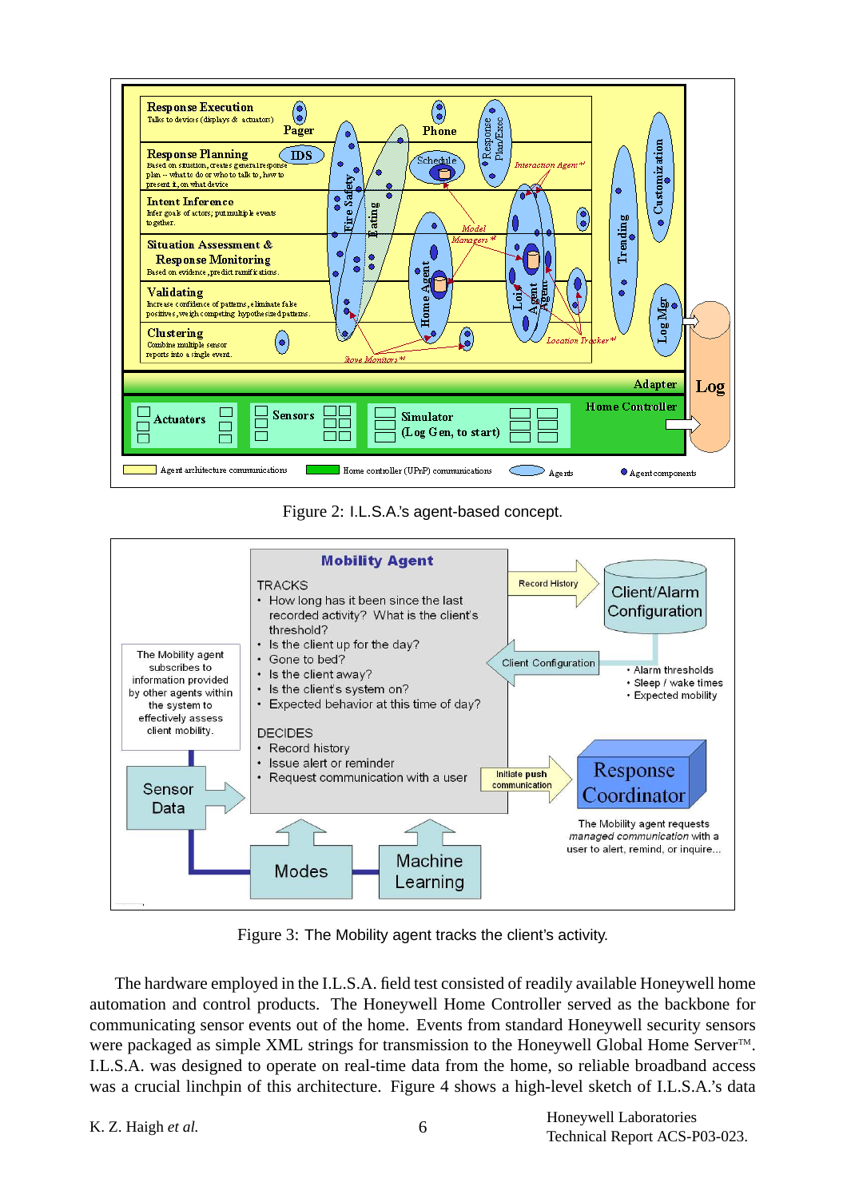Figure 2: I.L.S.A.'s agent-based concept.

Figure 3: The Mobility agent tracks the client's activity.

The hardware employed in the I.L.S.A. field test consisted of readily available Honeywell home automation and control products. The Honeywell Home Controller served as the backbone for communicating sensor events out of the home. Events from standard Honeywell security sensors were packaged as simple XML strings for transmission to the Honeywell Global Home Server™. I.L.S.A. was designed to operate on real-time data from the home, so reliable broadband access was a crucial linchpin of this architecture. Figure 4 shows a high-level sketch of I.L.S.A.'s data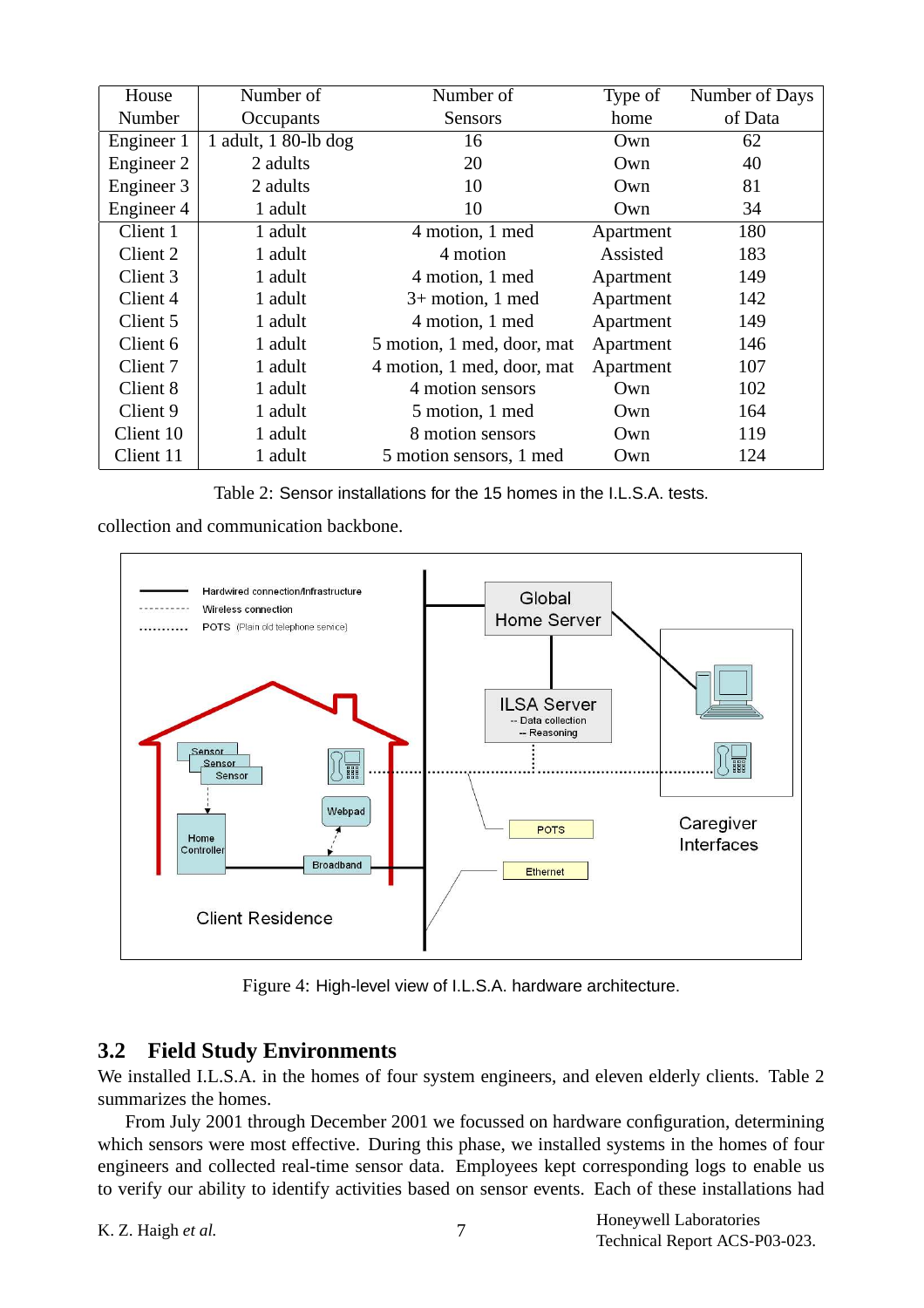| House Number | Number of Occupants | Number of Sensors | Type of home | Number of Days of Data |
|---|---|---|---|---|
| Engineer 1 | 1 adult, 1 80-lb dog | 16 | Own | 62 |
| Engineer 2 | 2 adults | 20 | Own | 40 |
| Engineer 3 | 2 adults | 10 | Own | 81 |
| Engineer 4 | 1 adult | 10 | Own | 34 |
| Client 1 | 1 adult | 4 motion, 1 med | Apartment | 180 |
| Client 2 | 1 adult | 4 motion | Assisted | 183 |
| Client 3 | 1 adult | 4 motion, 1 med | Apartment | 149 |
| Client 4 | 1 adult | 3+ motion, 1 med | Apartment | 142 |
| Client 5 | 1 adult | 4 motion, 1 med | Apartment | 149 |
| Client 6 | 1 adult | 5 motion, 1 med, door, mat | Apartment | 146 |
| Client 7 | 1 adult | 4 motion, 1 med, door, mat | Apartment | 107 |
| Client 8 | 1 adult | 4 motion sensors | Own | 102 |
| Client 9 | 1 adult | 5 motion, 1 med | Own | 164 |
| Client 10 | 1 adult | 8 motion sensors | Own | 119 |
| Client 11 | 1 adult | 5 motion sensors, 1 med | Own | 124 |

Table 2: Sensor installations for the 15 homes in the I.L.S.A. tests.

collection and communication backbone.

Figure 4: High-level view of I.L.S.A. hardware architecture.

## 3.2 Field Study Environments

We installed I.L.S.A. in the homes of four system engineers, and eleven elderly clients. Table 2 summarizes the homes.

From July 2001 through December 2001 we focussed on hardware configuration, determining which sensors were most effective. During this phase, we installed systems in the homes of four engineers and collected real-time sensor data. Employees kept corresponding logs to enable us to verify our ability to identify activities based on sensor events. Each of these installations had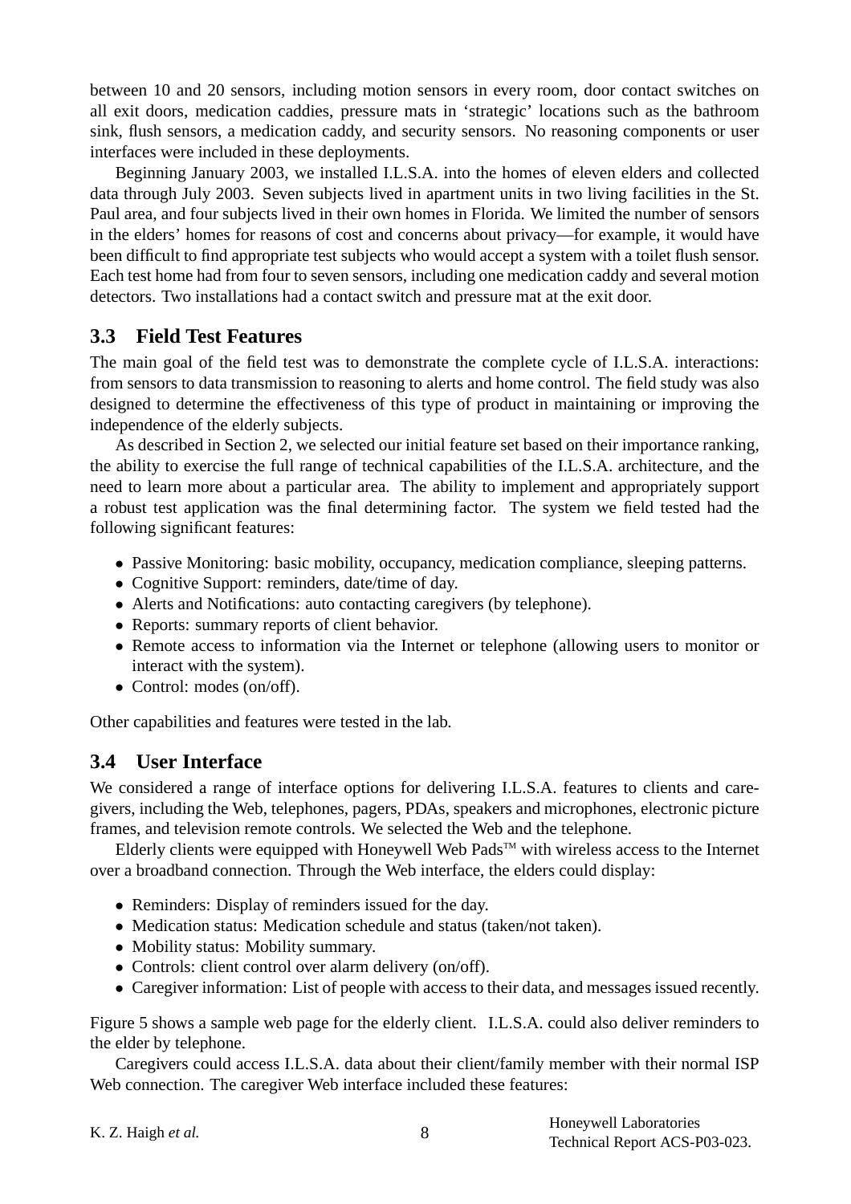between 10 and 20 sensors, including motion sensors in every room, door contact switches on all exit doors, medication caddies, pressure mats in 'strategic' locations such as the bathroom sink, flush sensors, a medication caddy, and security sensors. No reasoning components or user interfaces were included in these deployments.

Beginning January 2003, we installed I.L.S.A. into the homes of eleven elders and collected data through July 2003. Seven subjects lived in apartment units in two living facilities in the St. Paul area, and four subjects lived in their own homes in Florida. We limited the number of sensors in the elders' homes for reasons of cost and concerns about privacy—for example, it would have been difficult to find appropriate test subjects who would accept a system with a toilet flush sensor. Each test home had from four to seven sensors, including one medication caddy and several motion detectors. Two installations had a contact switch and pressure mat at the exit door.

## 3.3 Field Test Features

The main goal of the field test was to demonstrate the complete cycle of I.L.S.A. interactions: from sensors to data transmission to reasoning to alerts and home control. The field study was also designed to determine the effectiveness of this type of product in maintaining or improving the independence of the elderly subjects.

As described in Section 2, we selected our initial feature set based on their importance ranking, the ability to exercise the full range of technical capabilities of the I.L.S.A. architecture, and the need to learn more about a particular area. The ability to implement and appropriately support a robust test application was the final determining factor. The system we field tested had the following significant features:

- Passive Monitoring: basic mobility, occupancy, medication compliance, sleeping patterns.
- Cognitive Support: reminders, date/time of day.
- Alerts and Notifications: auto contacting caregivers (by telephone).
- Reports: summary reports of client behavior.
- Remote access to information via the Internet or telephone (allowing users to monitor or interact with the system).
- Control: modes (on/off).

Other capabilities and features were tested in the lab.

## 3.4 User Interface

We considered a range of interface options for delivering I.L.S.A. features to clients and caregivers, including the Web, telephones, pagers, PDAs, speakers and microphones, electronic picture frames, and television remote controls. We selected the Web and the telephone.

Elderly clients were equipped with Honeywell Web Pads™ with wireless access to the Internet over a broadband connection. Through the Web interface, the elders could display:

- Reminders: Display of reminders issued for the day.
- Medication status: Medication schedule and status (taken/not taken).
- Mobility status: Mobility summary.
- Controls: client control over alarm delivery (on/off).
- Caregiver information: List of people with access to their data, and messages issued recently.

Figure 5 shows a sample web page for the elderly client. I.L.S.A. could also deliver reminders to the elder by telephone.

Caregivers could access I.L.S.A. data about their client/family member with their normal ISP Web connection. The caregiver Web interface included these features: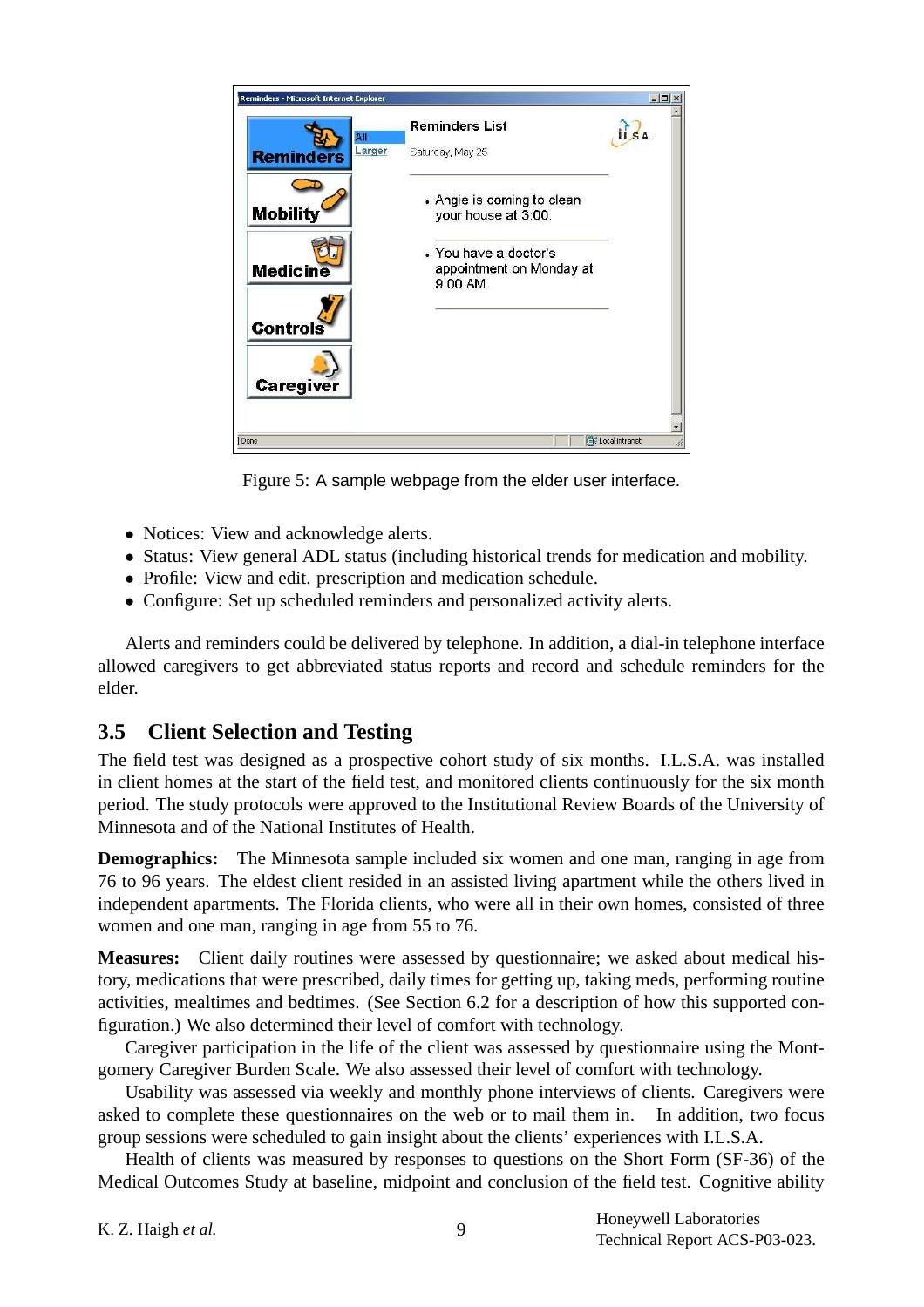Figure 5: A sample webpage from the elder user interface.

- Notices: View and acknowledge alerts.
- Status: View general ADL status (including historical trends for medication and mobility.
- Profile: View and edit. prescription and medication schedule.
- Configure: Set up scheduled reminders and personalized activity alerts.

Alerts and reminders could be delivered by telephone. In addition, a dial-in telephone interface allowed caregivers to get abbreviated status reports and record and schedule reminders for the elder.

## 3.5 Client Selection and Testing

The field test was designed as a prospective cohort study of six months. I.L.S.A. was installed in client homes at the start of the field test, and monitored clients continuously for the six month period. The study protocols were approved to the Institutional Review Boards of the University of Minnesota and of the National Institutes of Health.

**Demographics:** The Minnesota sample included six women and one man, ranging in age from 76 to 96 years. The eldest client resided in an assisted living apartment while the others lived in independent apartments. The Florida clients, who were all in their own homes, consisted of three women and one man, ranging in age from 55 to 76.

**Measures:** Client daily routines were assessed by questionnaire; we asked about medical history, medications that were prescribed, daily times for getting up, taking meds, performing routine activities, mealtimes and bedtimes. (See Section 6.2 for a description of how this supported configuration.) We also determined their level of comfort with technology.

Caregiver participation in the life of the client was assessed by questionnaire using the Montgomery Caregiver Burden Scale. We also assessed their level of comfort with technology.

Usability was assessed via weekly and monthly phone interviews of clients. Caregivers were asked to complete these questionnaires on the web or to mail them in. In addition, two focus group sessions were scheduled to gain insight about the clients' experiences with I.L.S.A.

Health of clients was measured by responses to questions on the Short Form (SF-36) of the Medical Outcomes Study at baseline, midpoint and conclusion of the field test. Cognitive ability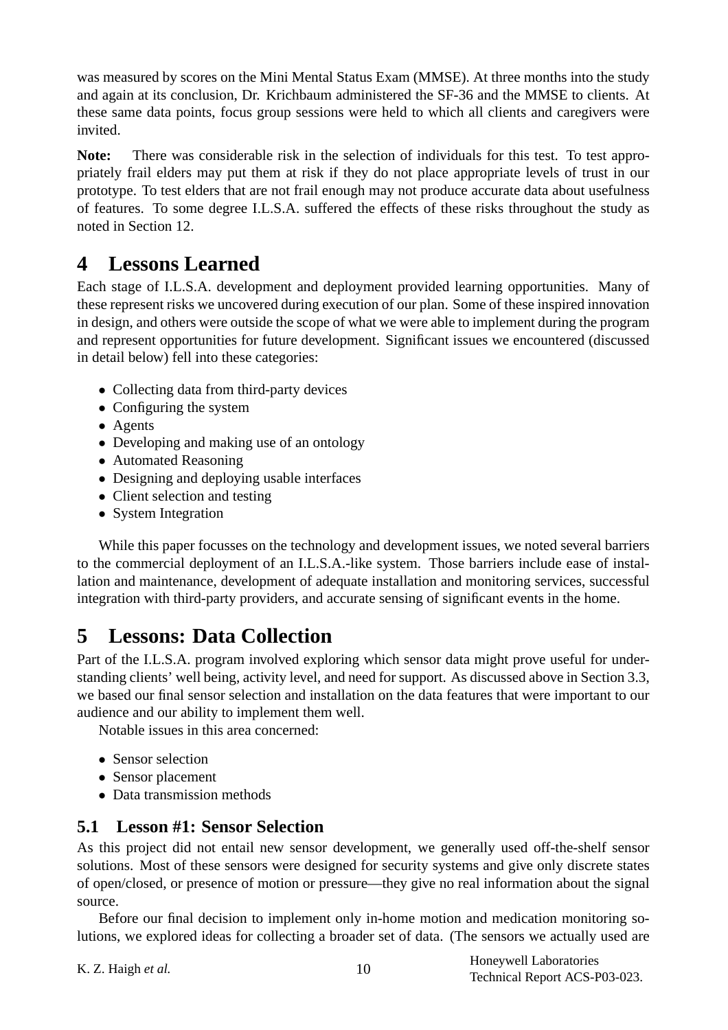was measured by scores on the Mini Mental Status Exam (MMSE). At three months into the study and again at its conclusion, Dr. Krichbaum administered the SF-36 and the MMSE to clients. At these same data points, focus group sessions were held to which all clients and caregivers were invited.

**Note:** There was considerable risk in the selection of individuals for this test. To test appropriately frail elders may put them at risk if they do not place appropriate levels of trust in our prototype. To test elders that are not frail enough may not produce accurate data about usefulness of features. To some degree I.L.S.A. suffered the effects of these risks throughout the study as noted in Section 12.

# 4 Lessons Learned

Each stage of I.L.S.A. development and deployment provided learning opportunities. Many of these represent risks we uncovered during execution of our plan. Some of these inspired innovation in design, and others were outside the scope of what we were able to implement during the program and represent opportunities for future development. Significant issues we encountered (discussed in detail below) fell into these categories:

- Collecting data from third-party devices
- Configuring the system
- Agents
- Developing and making use of an ontology
- Automated Reasoning
- Designing and deploying usable interfaces
- Client selection and testing
- System Integration

While this paper focusses on the technology and development issues, we noted several barriers to the commercial deployment of an I.L.S.A.-like system. Those barriers include ease of installation and maintenance, development of adequate installation and monitoring services, successful integration with third-party providers, and accurate sensing of significant events in the home.

# 5 Lessons: Data Collection

Part of the I.L.S.A. program involved exploring which sensor data might prove useful for understanding clients' well being, activity level, and need for support. As discussed above in Section 3.3, we based our final sensor selection and installation on the data features that were important to our audience and our ability to implement them well.

Notable issues in this area concerned:

- Sensor selection
- Sensor placement
- Data transmission methods

## 5.1 Lesson #1: Sensor Selection

As this project did not entail new sensor development, we generally used off-the-shelf sensor solutions. Most of these sensors were designed for security systems and give only discrete states of open/closed, or presence of motion or pressure—they give no real information about the signal source.

Before our final decision to implement only in-home motion and medication monitoring solutions, we explored ideas for collecting a broader set of data. (The sensors we actually used are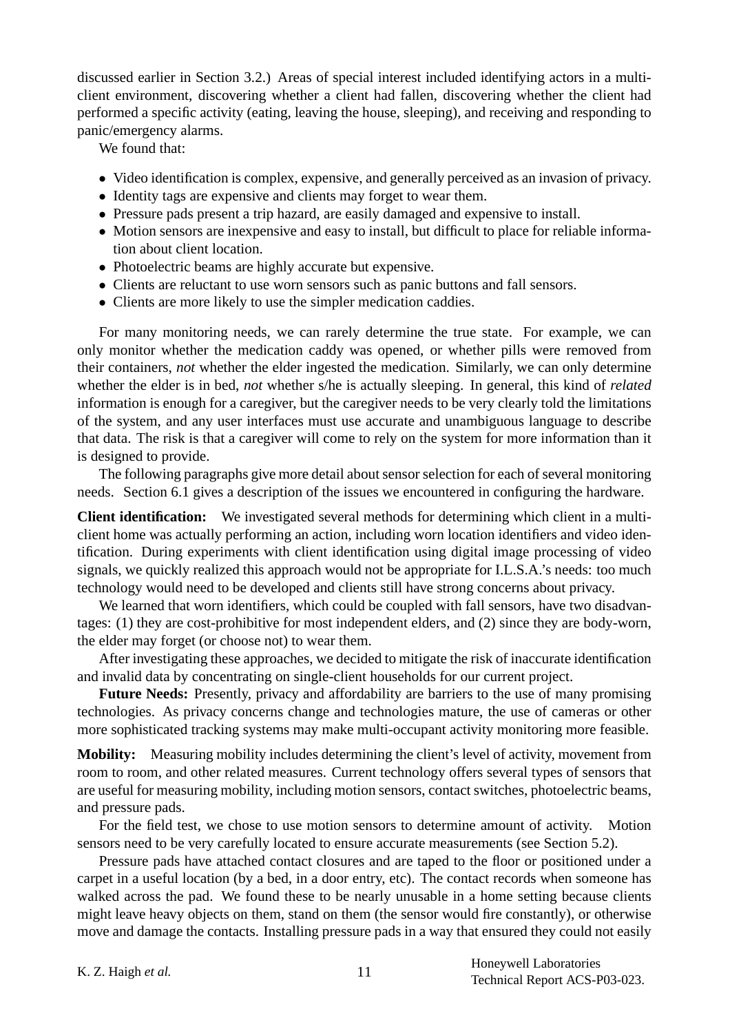discussed earlier in Section 3.2.) Areas of special interest included identifying actors in a multi-client environment, discovering whether a client had fallen, discovering whether the client had performed a specific activity (eating, leaving the house, sleeping), and receiving and responding to panic/emergency alarms.

We found that:

- Video identification is complex, expensive, and generally perceived as an invasion of privacy.
- Identity tags are expensive and clients may forget to wear them.
- Pressure pads present a trip hazard, are easily damaged and expensive to install.
- Motion sensors are inexpensive and easy to install, but difficult to place for reliable information about client location.
- Photoelectric beams are highly accurate but expensive.
- Clients are reluctant to use worn sensors such as panic buttons and fall sensors.
- Clients are more likely to use the simpler medication caddies.

For many monitoring needs, we can rarely determine the true state. For example, we can only monitor whether the medication caddy was opened, or whether pills were removed from their containers, *not* whether the elder ingested the medication. Similarly, we can only determine whether the elder is in bed, *not* whether s/he is actually sleeping. In general, this kind of *related* information is enough for a caregiver, but the caregiver needs to be very clearly told the limitations of the system, and any user interfaces must use accurate and unambiguous language to describe that data. The risk is that a caregiver will come to rely on the system for more information than it is designed to provide.

The following paragraphs give more detail about sensor selection for each of several monitoring needs. Section 6.1 gives a description of the issues we encountered in configuring the hardware.

**Client identification:** We investigated several methods for determining which client in a multi-client home was actually performing an action, including worn location identifiers and video identification. During experiments with client identification using digital image processing of video signals, we quickly realized this approach would not be appropriate for I.L.S.A.'s needs: too much technology would need to be developed and clients still have strong concerns about privacy.

We learned that worn identifiers, which could be coupled with fall sensors, have two disadvantages: (1) they are cost-prohibitive for most independent elders, and (2) since they are body-worn, the elder may forget (or choose not) to wear them.

After investigating these approaches, we decided to mitigate the risk of inaccurate identification and invalid data by concentrating on single-client households for our current project.

**Future Needs:** Presently, privacy and affordability are barriers to the use of many promising technologies. As privacy concerns change and technologies mature, the use of cameras or other more sophisticated tracking systems may make multi-occupant activity monitoring more feasible.

**Mobility:** Measuring mobility includes determining the client's level of activity, movement from room to room, and other related measures. Current technology offers several types of sensors that are useful for measuring mobility, including motion sensors, contact switches, photoelectric beams, and pressure pads.

For the field test, we chose to use motion sensors to determine amount of activity. Motion sensors need to be very carefully located to ensure accurate measurements (see Section 5.2).

Pressure pads have attached contact closures and are taped to the floor or positioned under a carpet in a useful location (by a bed, in a door entry, etc). The contact records when someone has walked across the pad. We found these to be nearly unusable in a home setting because clients might leave heavy objects on them, stand on them (the sensor would fire constantly), or otherwise move and damage the contacts. Installing pressure pads in a way that ensured they could not easily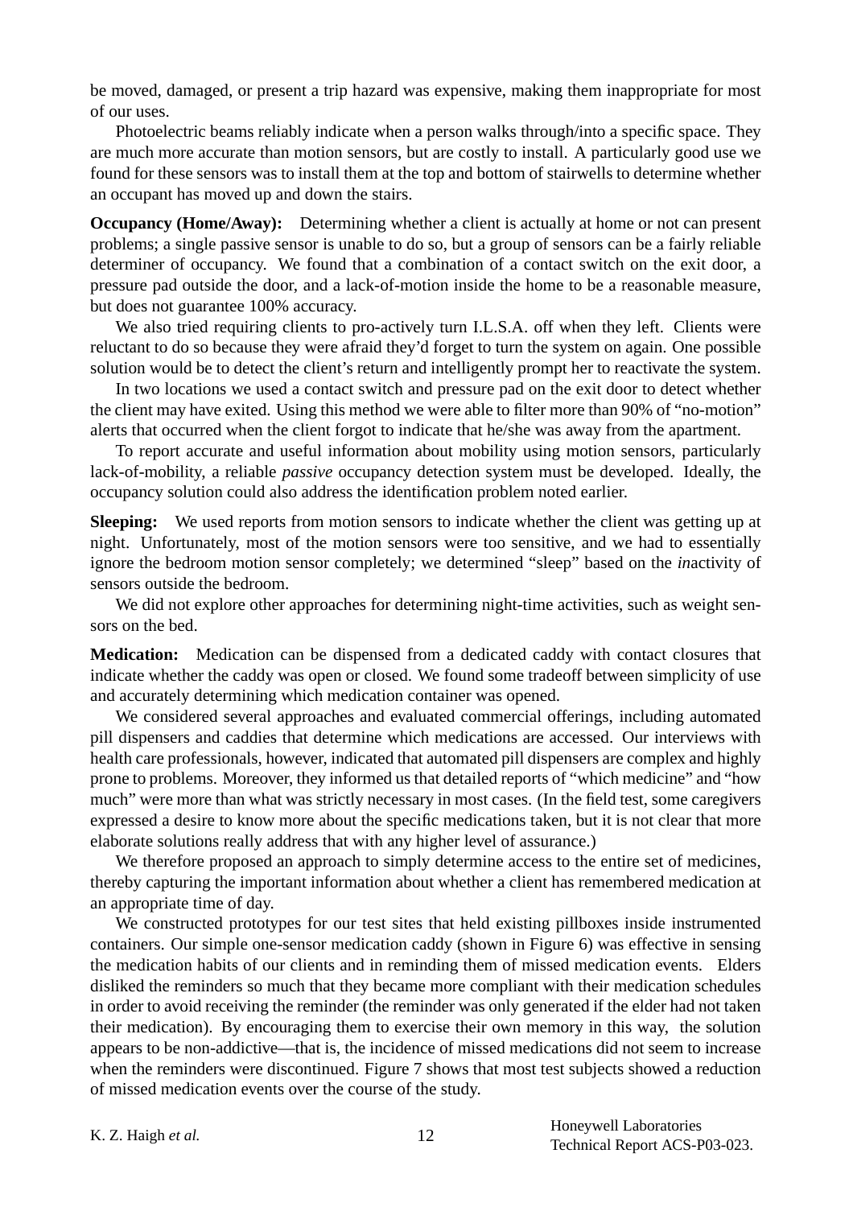be moved, damaged, or present a trip hazard was expensive, making them inappropriate for most of our uses.

Photoelectric beams reliably indicate when a person walks through/into a specific space. They are much more accurate than motion sensors, but are costly to install. A particularly good use we found for these sensors was to install them at the top and bottom of stairwells to determine whether an occupant has moved up and down the stairs.

**Occupancy (Home/Away):** Determining whether a client is actually at home or not can present problems; a single passive sensor is unable to do so, but a group of sensors can be a fairly reliable determiner of occupancy. We found that a combination of a contact switch on the exit door, a pressure pad outside the door, and a lack-of-motion inside the home to be a reasonable measure, but does not guarantee 100% accuracy.

We also tried requiring clients to pro-actively turn I.L.S.A. off when they left. Clients were reluctant to do so because they were afraid they'd forget to turn the system on again. One possible solution would be to detect the client's return and intelligently prompt her to reactivate the system.

In two locations we used a contact switch and pressure pad on the exit door to detect whether the client may have exited. Using this method we were able to filter more than 90% of "no-motion" alerts that occurred when the client forgot to indicate that he/she was away from the apartment.

To report accurate and useful information about mobility using motion sensors, particularly lack-of-mobility, a reliable *passive* occupancy detection system must be developed. Ideally, the occupancy solution could also address the identification problem noted earlier.

**Sleeping:** We used reports from motion sensors to indicate whether the client was getting up at night. Unfortunately, most of the motion sensors were too sensitive, and we had to essentially ignore the bedroom motion sensor completely; we determined "sleep" based on the *in*activity of sensors outside the bedroom.

We did not explore other approaches for determining night-time activities, such as weight sensors on the bed.

**Medication:** Medication can be dispensed from a dedicated caddy with contact closures that indicate whether the caddy was open or closed. We found some tradeoff between simplicity of use and accurately determining which medication container was opened.

We considered several approaches and evaluated commercial offerings, including automated pill dispensers and caddies that determine which medications are accessed. Our interviews with health care professionals, however, indicated that automated pill dispensers are complex and highly prone to problems. Moreover, they informed us that detailed reports of "which medicine" and "how much" were more than what was strictly necessary in most cases. (In the field test, some caregivers expressed a desire to know more about the specific medications taken, but it is not clear that more elaborate solutions really address that with any higher level of assurance.)

We therefore proposed an approach to simply determine access to the entire set of medicines, thereby capturing the important information about whether a client has remembered medication at an appropriate time of day.

We constructed prototypes for our test sites that held existing pillboxes inside instrumented containers. Our simple one-sensor medication caddy (shown in Figure 6) was effective in sensing the medication habits of our clients and in reminding them of missed medication events. Elders disliked the reminders so much that they became more compliant with their medication schedules in order to avoid receiving the reminder (the reminder was only generated if the elder had not taken their medication). By encouraging them to exercise their own memory in this way, the solution appears to be non-addictive—that is, the incidence of missed medications did not seem to increase when the reminders were discontinued. Figure 7 shows that most test subjects showed a reduction of missed medication events over the course of the study.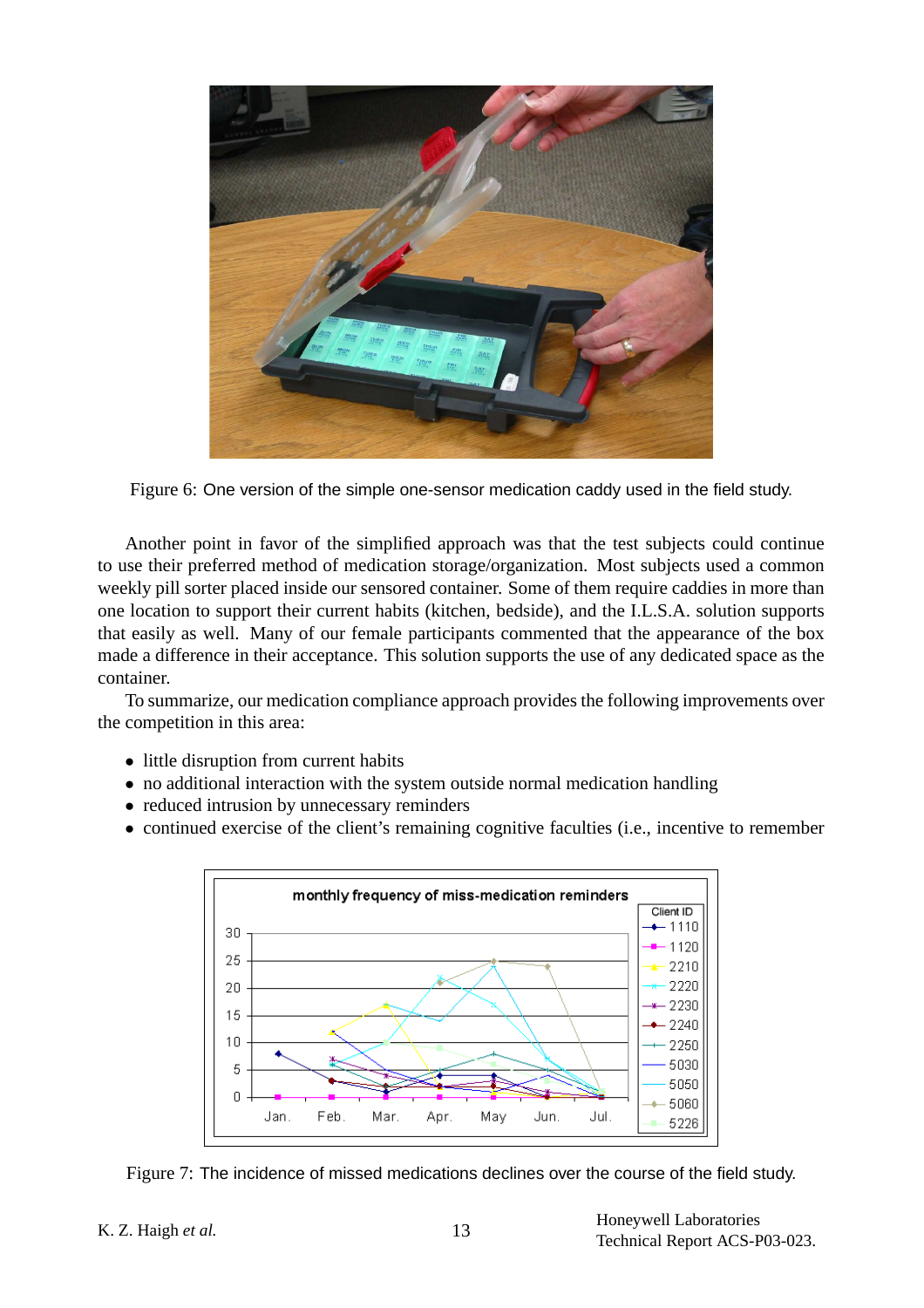Figure 6: One version of the simple one-sensor medication caddy used in the field study.

Another point in favor of the simplified approach was that the test subjects could continue to use their preferred method of medication storage/organization. Most subjects used a common weekly pill sorter placed inside our sensored container. Some of them require caddies in more than one location to support their current habits (kitchen, bedside), and the I.L.S.A. solution supports that easily as well. Many of our female participants commented that the appearance of the box made a difference in their acceptance. This solution supports the use of any dedicated space as the container.

To summarize, our medication compliance approach provides the following improvements over the competition in this area:

- little disruption from current habits
- no additional interaction with the system outside normal medication handling
- reduced intrusion by unnecessary reminders
- continued exercise of the client's remaining cognitive faculties (i.e., incentive to remember

Figure 7: The incidence of missed medications declines over the course of the field study.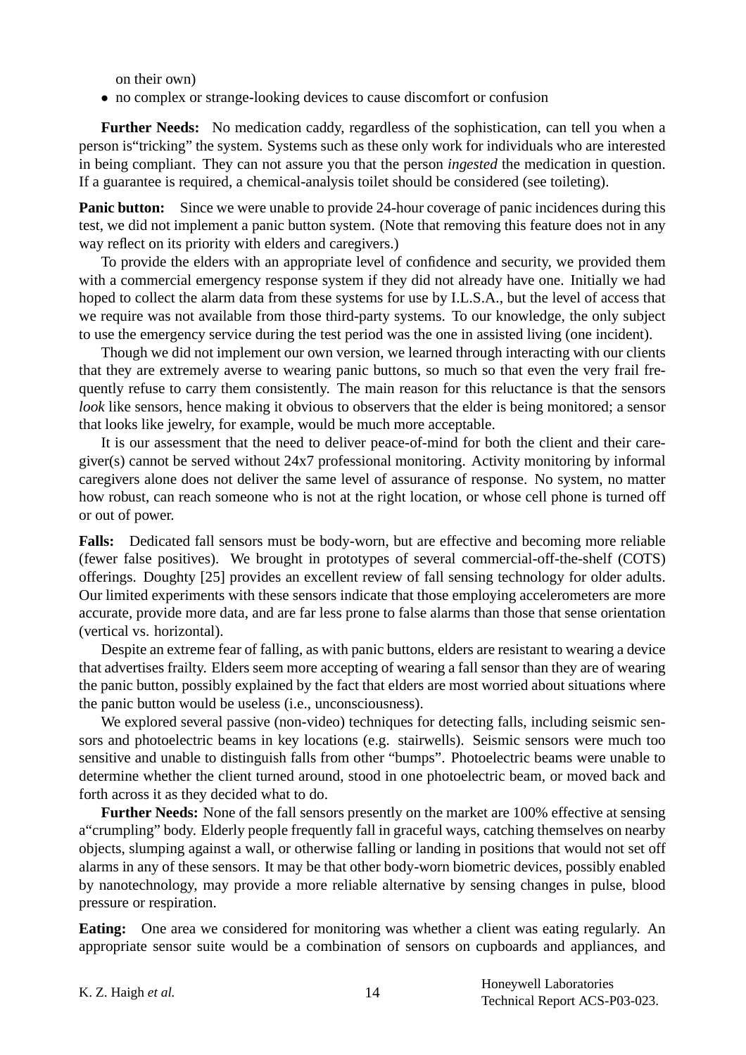on their own)

- no complex or strange-looking devices to cause discomfort or confusion

**Further Needs:** No medication caddy, regardless of the sophistication, can tell you when a person is"tricking" the system. Systems such as these only work for individuals who are interested in being compliant. They can not assure you that the person *ingested* the medication in question. If a guarantee is required, a chemical-analysis toilet should be considered (see toileting).

**Panic button:** Since we were unable to provide 24-hour coverage of panic incidences during this test, we did not implement a panic button system. (Note that removing this feature does not in any way reflect on its priority with elders and caregivers.)

To provide the elders with an appropriate level of confidence and security, we provided them with a commercial emergency response system if they did not already have one. Initially we had hoped to collect the alarm data from these systems for use by I.L.S.A., but the level of access that we require was not available from those third-party systems. To our knowledge, the only subject to use the emergency service during the test period was the one in assisted living (one incident).

Though we did not implement our own version, we learned through interacting with our clients that they are extremely averse to wearing panic buttons, so much so that even the very frail frequently refuse to carry them consistently. The main reason for this reluctance is that the sensors *look* like sensors, hence making it obvious to observers that the elder is being monitored; a sensor that looks like jewelry, for example, would be much more acceptable.

It is our assessment that the need to deliver peace-of-mind for both the client and their caregiver(s) cannot be served without 24x7 professional monitoring. Activity monitoring by informal caregivers alone does not deliver the same level of assurance of response. No system, no matter how robust, can reach someone who is not at the right location, or whose cell phone is turned off or out of power.

**Falls:** Dedicated fall sensors must be body-worn, but are effective and becoming more reliable (fewer false positives). We brought in prototypes of several commercial-off-the-shelf (COTS) offerings. Doughty [25] provides an excellent review of fall sensing technology for older adults. Our limited experiments with these sensors indicate that those employing accelerometers are more accurate, provide more data, and are far less prone to false alarms than those that sense orientation (vertical vs. horizontal).

Despite an extreme fear of falling, as with panic buttons, elders are resistant to wearing a device that advertises frailty. Elders seem more accepting of wearing a fall sensor than they are of wearing the panic button, possibly explained by the fact that elders are most worried about situations where the panic button would be useless (i.e., unconsciousness).

We explored several passive (non-video) techniques for detecting falls, including seismic sensors and photoelectric beams in key locations (e.g. stairwells). Seismic sensors were much too sensitive and unable to distinguish falls from other "bumps". Photoelectric beams were unable to determine whether the client turned around, stood in one photoelectric beam, or moved back and forth across it as they decided what to do.

**Further Needs:** None of the fall sensors presently on the market are 100% effective at sensing a"crumpling" body. Elderly people frequently fall in graceful ways, catching themselves on nearby objects, slumping against a wall, or otherwise falling or landing in positions that would not set off alarms in any of these sensors. It may be that other body-worn biometric devices, possibly enabled by nanotechnology, may provide a more reliable alternative by sensing changes in pulse, blood pressure or respiration.

**Eating:** One area we considered for monitoring was whether a client was eating regularly. An appropriate sensor suite would be a combination of sensors on cupboards and appliances, and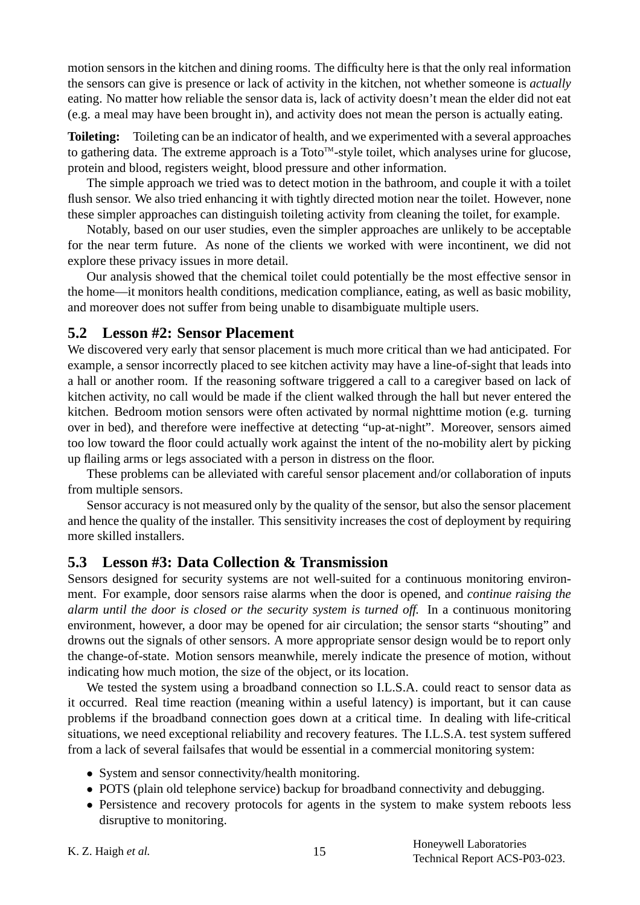motion sensors in the kitchen and dining rooms. The difficulty here is that the only real information the sensors can give is presence or lack of activity in the kitchen, not whether someone is *actually* eating. No matter how reliable the sensor data is, lack of activity doesn't mean the elder did not eat (e.g. a meal may have been brought in), and activity does not mean the person is actually eating.

**Toileting:** Toileting can be an indicator of health, and we experimented with a several approaches to gathering data. The extreme approach is a Toto™-style toilet, which analyses urine for glucose, protein and blood, registers weight, blood pressure and other information.

The simple approach we tried was to detect motion in the bathroom, and couple it with a toilet flush sensor. We also tried enhancing it with tightly directed motion near the toilet. However, none these simpler approaches can distinguish toileting activity from cleaning the toilet, for example.

Notably, based on our user studies, even the simpler approaches are unlikely to be acceptable for the near term future. As none of the clients we worked with were incontinent, we did not explore these privacy issues in more detail.

Our analysis showed that the chemical toilet could potentially be the most effective sensor in the home—it monitors health conditions, medication compliance, eating, as well as basic mobility, and moreover does not suffer from being unable to disambiguate multiple users.

## 5.2 Lesson #2: Sensor Placement

We discovered very early that sensor placement is much more critical than we had anticipated. For example, a sensor incorrectly placed to see kitchen activity may have a line-of-sight that leads into a hall or another room. If the reasoning software triggered a call to a caregiver based on lack of kitchen activity, no call would be made if the client walked through the hall but never entered the kitchen. Bedroom motion sensors were often activated by normal nighttime motion (e.g. turning over in bed), and therefore were ineffective at detecting "up-at-night". Moreover, sensors aimed too low toward the floor could actually work against the intent of the no-mobility alert by picking up flailing arms or legs associated with a person in distress on the floor.

These problems can be alleviated with careful sensor placement and/or collaboration of inputs from multiple sensors.

Sensor accuracy is not measured only by the quality of the sensor, but also the sensor placement and hence the quality of the installer. This sensitivity increases the cost of deployment by requiring more skilled installers.

## 5.3 Lesson #3: Data Collection & Transmission

Sensors designed for security systems are not well-suited for a continuous monitoring environment. For example, door sensors raise alarms when the door is opened, and *continue raising the alarm until the door is closed or the security system is turned off.* In a continuous monitoring environment, however, a door may be opened for air circulation; the sensor starts "shouting" and drowns out the signals of other sensors. A more appropriate sensor design would be to report only the change-of-state. Motion sensors meanwhile, merely indicate the presence of motion, without indicating how much motion, the size of the object, or its location.

We tested the system using a broadband connection so I.L.S.A. could react to sensor data as it occurred. Real time reaction (meaning within a useful latency) is important, but it can cause problems if the broadband connection goes down at a critical time. In dealing with life-critical situations, we need exceptional reliability and recovery features. The I.L.S.A. test system suffered from a lack of several failsafes that would be essential in a commercial monitoring system:

- System and sensor connectivity/health monitoring.
- POTS (plain old telephone service) backup for broadband connectivity and debugging.
- Persistence and recovery protocols for agents in the system to make system reboots less disruptive to monitoring.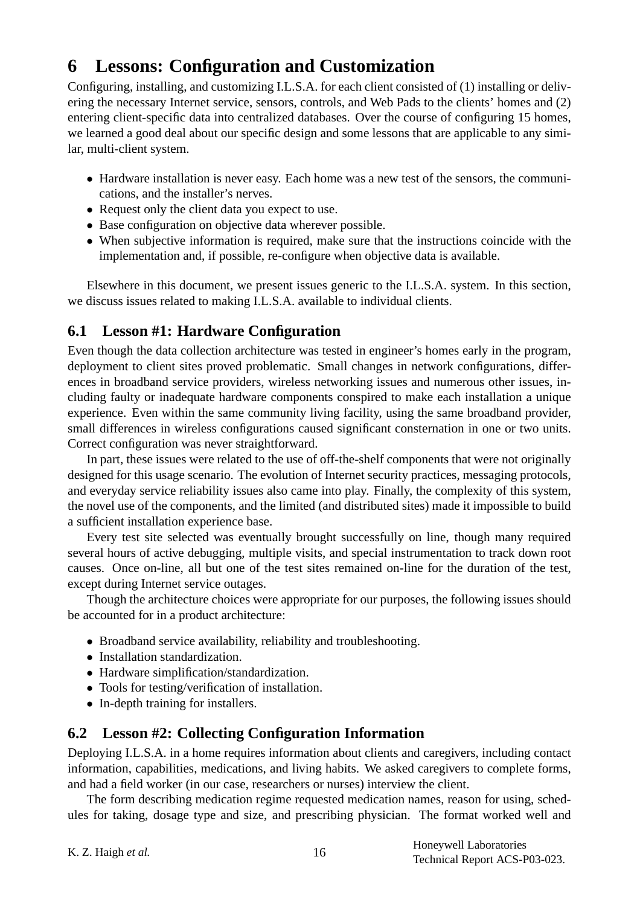# 6 Lessons: Configuration and Customization

Configuring, installing, and customizing I.L.S.A. for each client consisted of (1) installing or delivering the necessary Internet service, sensors, controls, and Web Pads to the clients' homes and (2) entering client-specific data into centralized databases. Over the course of configuring 15 homes, we learned a good deal about our specific design and some lessons that are applicable to any similar, multi-client system.

- Hardware installation is never easy. Each home was a new test of the sensors, the communications, and the installer's nerves.
- Request only the client data you expect to use.
- Base configuration on objective data wherever possible.
- When subjective information is required, make sure that the instructions coincide with the implementation and, if possible, re-configure when objective data is available.

Elsewhere in this document, we present issues generic to the I.L.S.A. system. In this section, we discuss issues related to making I.L.S.A. available to individual clients.

## 6.1 Lesson #1: Hardware Configuration

Even though the data collection architecture was tested in engineer's homes early in the program, deployment to client sites proved problematic. Small changes in network configurations, differences in broadband service providers, wireless networking issues and numerous other issues, including faulty or inadequate hardware components conspired to make each installation a unique experience. Even within the same community living facility, using the same broadband provider, small differences in wireless configurations caused significant consternation in one or two units. Correct configuration was never straightforward.

In part, these issues were related to the use of off-the-shelf components that were not originally designed for this usage scenario. The evolution of Internet security practices, messaging protocols, and everyday service reliability issues also came into play. Finally, the complexity of this system, the novel use of the components, and the limited (and distributed sites) made it impossible to build a sufficient installation experience base.

Every test site selected was eventually brought successfully on line, though many required several hours of active debugging, multiple visits, and special instrumentation to track down root causes. Once on-line, all but one of the test sites remained on-line for the duration of the test, except during Internet service outages.

Though the architecture choices were appropriate for our purposes, the following issues should be accounted for in a product architecture:

- Broadband service availability, reliability and troubleshooting.
- Installation standardization.
- Hardware simplification/standardization.
- Tools for testing/verification of installation.
- In-depth training for installers.

## 6.2 Lesson #2: Collecting Configuration Information

Deploying I.L.S.A. in a home requires information about clients and caregivers, including contact information, capabilities, medications, and living habits. We asked caregivers to complete forms, and had a field worker (in our case, researchers or nurses) interview the client.

The form describing medication regime requested medication names, reason for using, schedules for taking, dosage type and size, and prescribing physician. The format worked well and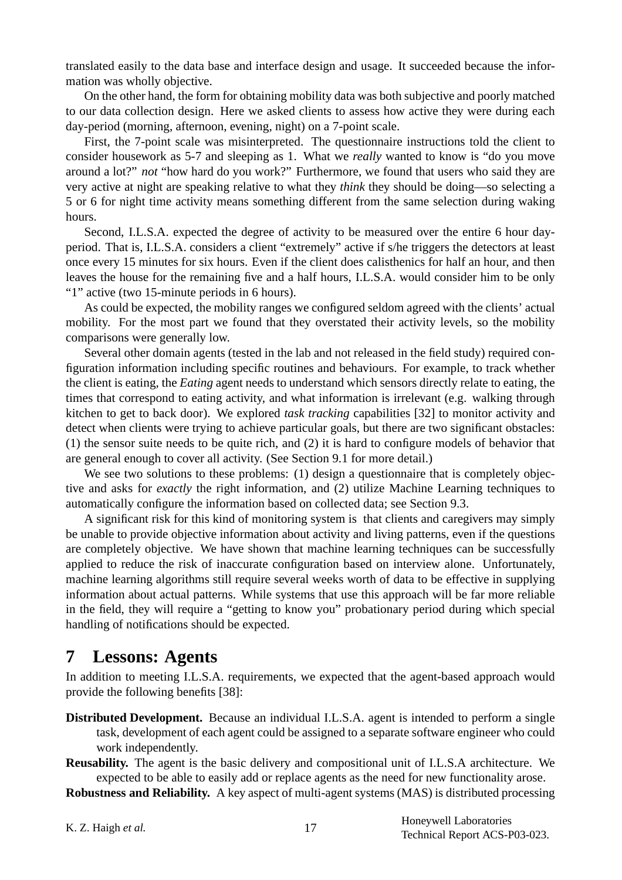translated easily to the data base and interface design and usage. It succeeded because the information was wholly objective.

On the other hand, the form for obtaining mobility data was both subjective and poorly matched to our data collection design. Here we asked clients to assess how active they were during each day-period (morning, afternoon, evening, night) on a 7-point scale.

First, the 7-point scale was misinterpreted. The questionnaire instructions told the client to consider housework as 5-7 and sleeping as 1. What we *really* wanted to know is "do you move around a lot?" *not* "how hard do you work?" Furthermore, we found that users who said they are very active at night are speaking relative to what they *think* they should be doing—so selecting a 5 or 6 for night time activity means something different from the same selection during waking hours.

Second, I.L.S.A. expected the degree of activity to be measured over the entire 6 hour day-period. That is, I.L.S.A. considers a client "extremely" active if s/he triggers the detectors at least once every 15 minutes for six hours. Even if the client does calisthenics for half an hour, and then leaves the house for the remaining five and a half hours, I.L.S.A. would consider him to be only "1" active (two 15-minute periods in 6 hours).

As could be expected, the mobility ranges we configured seldom agreed with the clients' actual mobility. For the most part we found that they overstated their activity levels, so the mobility comparisons were generally low.

Several other domain agents (tested in the lab and not released in the field study) required configuration information including specific routines and behaviours. For example, to track whether the client is eating, the *Eating* agent needs to understand which sensors directly relate to eating, the times that correspond to eating activity, and what information is irrelevant (e.g. walking through kitchen to get to back door). We explored *task tracking* capabilities [32] to monitor activity and detect when clients were trying to achieve particular goals, but there are two significant obstacles: (1) the sensor suite needs to be quite rich, and (2) it is hard to configure models of behavior that are general enough to cover all activity. (See Section 9.1 for more detail.)

We see two solutions to these problems: (1) design a questionnaire that is completely objective and asks for *exactly* the right information, and (2) utilize Machine Learning techniques to automatically configure the information based on collected data; see Section 9.3.

A significant risk for this kind of monitoring system is that clients and caregivers may simply be unable to provide objective information about activity and living patterns, even if the questions are completely objective. We have shown that machine learning techniques can be successfully applied to reduce the risk of inaccurate configuration based on interview alone. Unfortunately, machine learning algorithms still require several weeks worth of data to be effective in supplying information about actual patterns. While systems that use this approach will be far more reliable in the field, they will require a "getting to know you" probationary period during which special handling of notifications should be expected.

# 7 Lessons: Agents

In addition to meeting I.L.S.A. requirements, we expected that the agent-based approach would provide the following benefits [38]:

**Distributed Development.** Because an individual I.L.S.A. agent is intended to perform a single task, development of each agent could be assigned to a separate software engineer who could work independently.

**Reusability.** The agent is the basic delivery and compositional unit of I.L.S.A architecture. We expected to be able to easily add or replace agents as the need for new functionality arose.

**Robustness and Reliability.** A key aspect of multi-agent systems (MAS) is distributed processing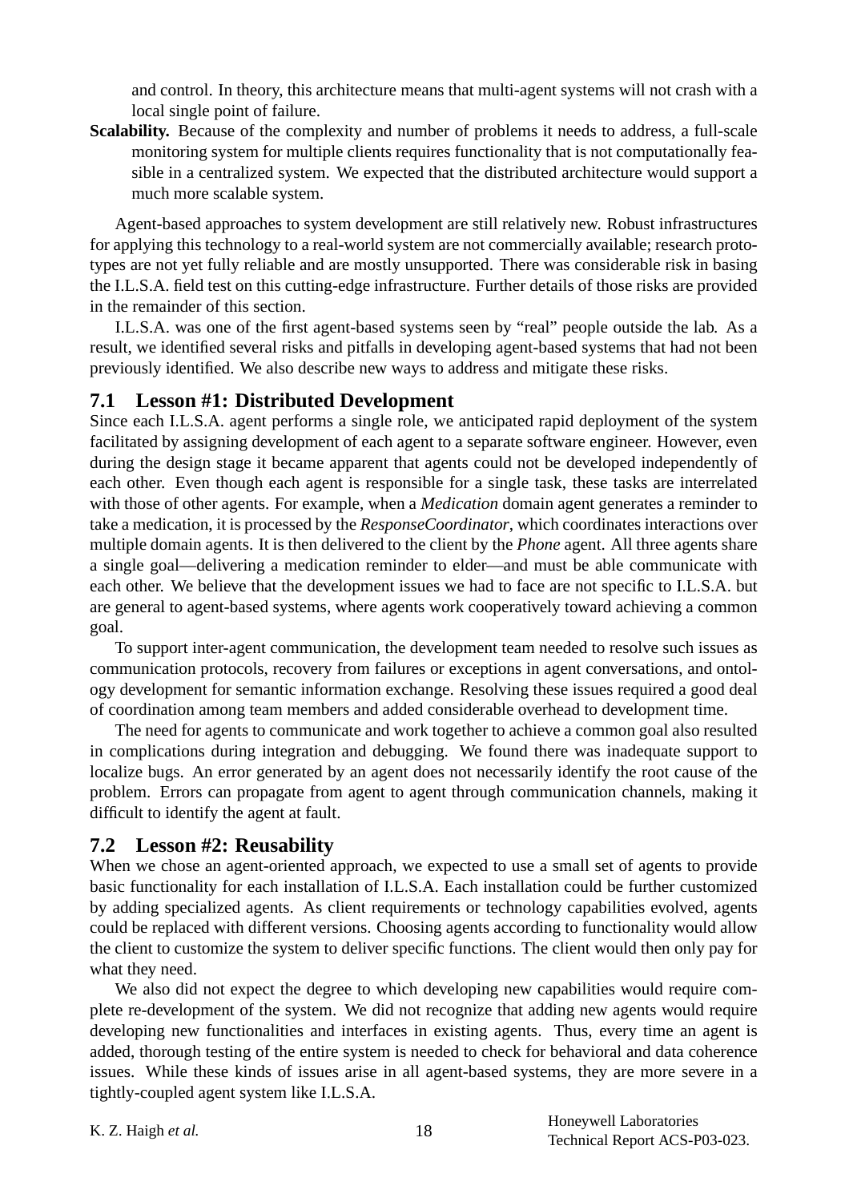and control. In theory, this architecture means that multi-agent systems will not crash with a local single point of failure.

**Scalability.** Because of the complexity and number of problems it needs to address, a full-scale monitoring system for multiple clients requires functionality that is not computationally feasible in a centralized system. We expected that the distributed architecture would support a much more scalable system.

Agent-based approaches to system development are still relatively new. Robust infrastructures for applying this technology to a real-world system are not commercially available; research prototypes are not yet fully reliable and are mostly unsupported. There was considerable risk in basing the I.L.S.A. field test on this cutting-edge infrastructure. Further details of those risks are provided in the remainder of this section.

I.L.S.A. was one of the first agent-based systems seen by "real" people outside the lab. As a result, we identified several risks and pitfalls in developing agent-based systems that had not been previously identified. We also describe new ways to address and mitigate these risks.

## 7.1 Lesson #1: Distributed Development

Since each I.L.S.A. agent performs a single role, we anticipated rapid deployment of the system facilitated by assigning development of each agent to a separate software engineer. However, even during the design stage it became apparent that agents could not be developed independently of each other. Even though each agent is responsible for a single task, these tasks are interrelated with those of other agents. For example, when a *Medication* domain agent generates a reminder to take a medication, it is processed by the *ResponseCoordinator*, which coordinates interactions over multiple domain agents. It is then delivered to the client by the *Phone* agent. All three agents share a single goal—delivering a medication reminder to elder—and must be able communicate with each other. We believe that the development issues we had to face are not specific to I.L.S.A. but are general to agent-based systems, where agents work cooperatively toward achieving a common goal.

To support inter-agent communication, the development team needed to resolve such issues as communication protocols, recovery from failures or exceptions in agent conversations, and ontology development for semantic information exchange. Resolving these issues required a good deal of coordination among team members and added considerable overhead to development time.

The need for agents to communicate and work together to achieve a common goal also resulted in complications during integration and debugging. We found there was inadequate support to localize bugs. An error generated by an agent does not necessarily identify the root cause of the problem. Errors can propagate from agent to agent through communication channels, making it difficult to identify the agent at fault.

## 7.2 Lesson #2: Reusability

When we chose an agent-oriented approach, we expected to use a small set of agents to provide basic functionality for each installation of I.L.S.A. Each installation could be further customized by adding specialized agents. As client requirements or technology capabilities evolved, agents could be replaced with different versions. Choosing agents according to functionality would allow the client to customize the system to deliver specific functions. The client would then only pay for what they need.

We also did not expect the degree to which developing new capabilities would require complete re-development of the system. We did not recognize that adding new agents would require developing new functionalities and interfaces in existing agents. Thus, every time an agent is added, thorough testing of the entire system is needed to check for behavioral and data coherence issues. While these kinds of issues arise in all agent-based systems, they are more severe in a tightly-coupled agent system like I.L.S.A.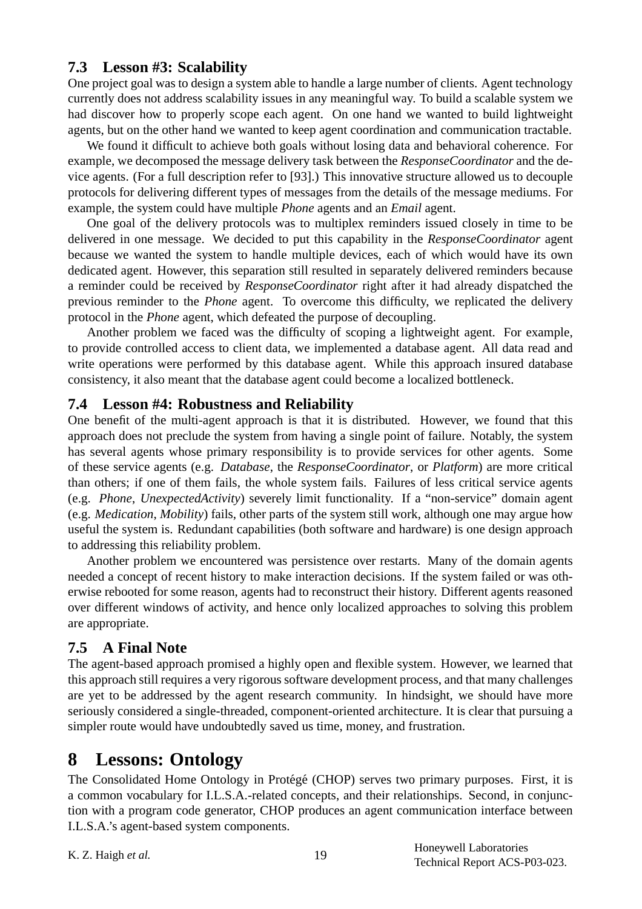### 7.3 Lesson #3: Scalability

One project goal was to design a system able to handle a large number of clients. Agent technology currently does not address scalability issues in any meaningful way. To build a scalable system we had discover how to properly scope each agent. On one hand we wanted to build lightweight agents, but on the other hand we wanted to keep agent coordination and communication tractable.

We found it difficult to achieve both goals without losing data and behavioral coherence. For example, we decomposed the message delivery task between the *ResponseCoordinator* and the device agents. (For a full description refer to [93].) This innovative structure allowed us to decouple protocols for delivering different types of messages from the details of the message mediums. For example, the system could have multiple *Phone* agents and an *Email* agent.

One goal of the delivery protocols was to multiplex reminders issued closely in time to be delivered in one message. We decided to put this capability in the *ResponseCoordinator* agent because we wanted the system to handle multiple devices, each of which would have its own dedicated agent. However, this separation still resulted in separately delivered reminders because a reminder could be received by *ResponseCoordinator* right after it had already dispatched the previous reminder to the *Phone* agent. To overcome this difficulty, we replicated the delivery protocol in the *Phone* agent, which defeated the purpose of decoupling.

Another problem we faced was the difficulty of scoping a lightweight agent. For example, to provide controlled access to client data, we implemented a database agent. All data read and write operations were performed by this database agent. While this approach insured database consistency, it also meant that the database agent could become a localized bottleneck.

### 7.4 Lesson #4: Robustness and Reliability

One benefit of the multi-agent approach is that it is distributed. However, we found that this approach does not preclude the system from having a single point of failure. Notably, the system has several agents whose primary responsibility is to provide services for other agents. Some of these service agents (e.g. *Database*, the *ResponseCoordinator*, or *Platform*) are more critical than others; if one of them fails, the whole system fails. Failures of less critical service agents (e.g. *Phone*, *UnexpectedActivity*) severely limit functionality. If a "non-service" domain agent (e.g. *Medication*, *Mobility*) fails, other parts of the system still work, although one may argue how useful the system is. Redundant capabilities (both software and hardware) is one design approach to addressing this reliability problem.

Another problem we encountered was persistence over restarts. Many of the domain agents needed a concept of recent history to make interaction decisions. If the system failed or was otherwise rebooted for some reason, agents had to reconstruct their history. Different agents reasoned over different windows of activity, and hence only localized approaches to solving this problem are appropriate.

### 7.5 A Final Note

The agent-based approach promised a highly open and flexible system. However, we learned that this approach still requires a very rigorous software development process, and that many challenges are yet to be addressed by the agent research community. In hindsight, we should have more seriously considered a single-threaded, component-oriented architecture. It is clear that pursuing a simpler route would have undoubtedly saved us time, money, and frustration.

## 8 Lessons: Ontology

The Consolidated Home Ontology in Protégé (CHOP) serves two primary purposes. First, it is a common vocabulary for I.L.S.A.-related concepts, and their relationships. Second, in conjunction with a program code generator, CHOP produces an agent communication interface between I.L.S.A.'s agent-based system components.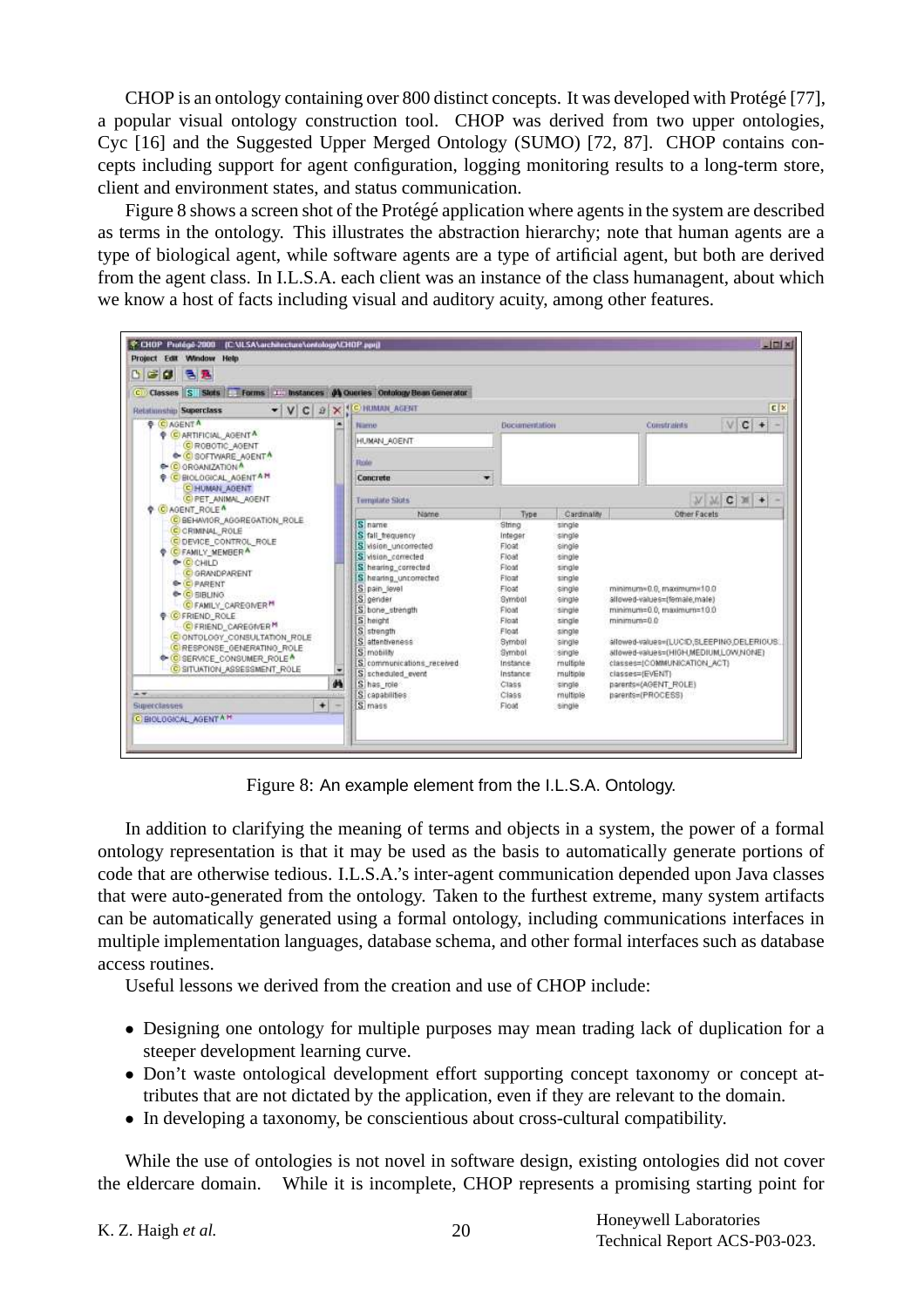CHOP is an ontology containing over 800 distinct concepts. It was developed with Protégé [77], a popular visual ontology construction tool. CHOP was derived from two upper ontologies, Cyc [16] and the Suggested Upper Merged Ontology (SUMO) [72, 87]. CHOP contains concepts including support for agent configuration, logging monitoring results to a long-term store, client and environment states, and status communication.

Figure 8 shows a screen shot of the Protégé application where agents in the system are described as terms in the ontology. This illustrates the abstraction hierarchy; note that human agents are a type of biological agent, while software agents are a type of artificial agent, but both are derived from the agent class. In I.L.S.A. each client was an instance of the class humanagent, about which we know a host of facts including visual and auditory acuity, among other features.

Figure 8: An example element from the I.L.S.A. Ontology.

In addition to clarifying the meaning of terms and objects in a system, the power of a formal ontology representation is that it may be used as the basis to automatically generate portions of code that are otherwise tedious. I.L.S.A.'s inter-agent communication depended upon Java classes that were auto-generated from the ontology. Taken to the furthest extreme, many system artifacts can be automatically generated using a formal ontology, including communications interfaces in multiple implementation languages, database schema, and other formal interfaces such as database access routines.

Useful lessons we derived from the creation and use of CHOP include:

- Designing one ontology for multiple purposes may mean trading lack of duplication for a steeper development learning curve.
- Don't waste ontological development effort supporting concept taxonomy or concept attributes that are not dictated by the application, even if they are relevant to the domain.
- In developing a taxonomy, be conscientious about cross-cultural compatibility.

While the use of ontologies is not novel in software design, existing ontologies did not cover the eldercare domain. While it is incomplete, CHOP represents a promising starting point for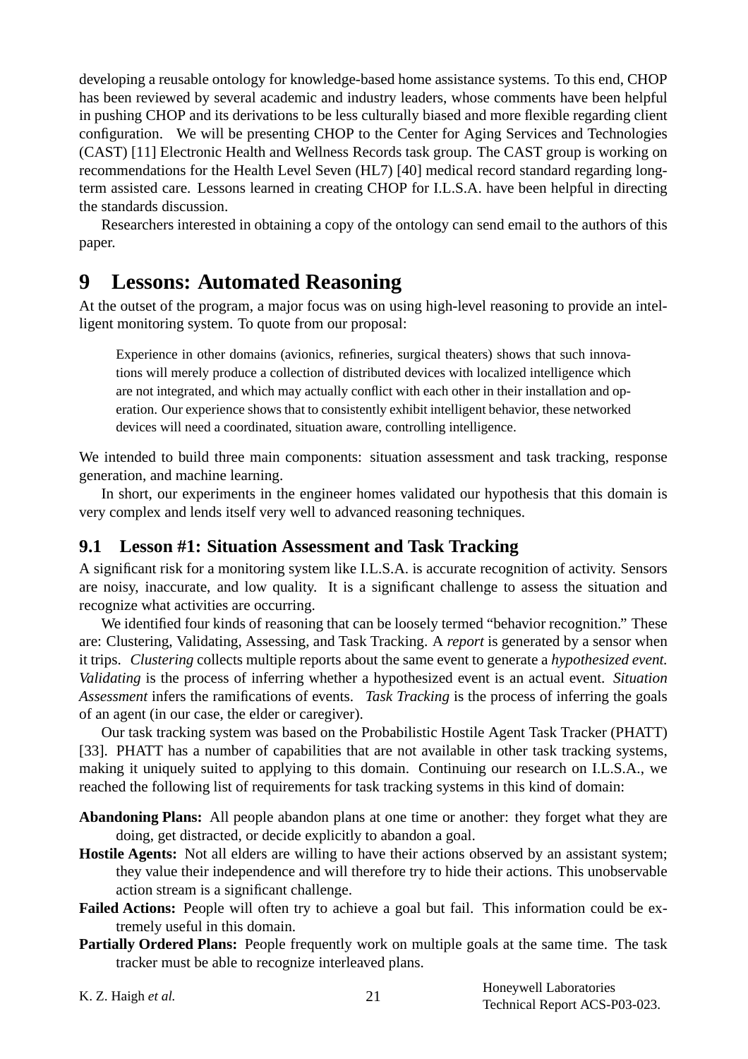developing a reusable ontology for knowledge-based home assistance systems. To this end, CHOP has been reviewed by several academic and industry leaders, whose comments have been helpful in pushing CHOP and its derivations to be less culturally biased and more flexible regarding client configuration. We will be presenting CHOP to the Center for Aging Services and Technologies (CAST) [11] Electronic Health and Wellness Records task group. The CAST group is working on recommendations for the Health Level Seven (HL7) [40] medical record standard regarding long-term assisted care. Lessons learned in creating CHOP for I.L.S.A. have been helpful in directing the standards discussion.

Researchers interested in obtaining a copy of the ontology can send email to the authors of this paper.

# 9 Lessons: Automated Reasoning

At the outset of the program, a major focus was on using high-level reasoning to provide an intelligent monitoring system. To quote from our proposal:

> Experience in other domains (avionics, refineries, surgical theaters) shows that such innovations will merely produce a collection of distributed devices with localized intelligence which are not integrated, and which may actually conflict with each other in their installation and operation. Our experience shows that to consistently exhibit intelligent behavior, these networked devices will need a coordinated, situation aware, controlling intelligence.

We intended to build three main components: situation assessment and task tracking, response generation, and machine learning.

In short, our experiments in the engineer homes validated our hypothesis that this domain is very complex and lends itself very well to advanced reasoning techniques.

## 9.1 Lesson #1: Situation Assessment and Task Tracking

A significant risk for a monitoring system like I.L.S.A. is accurate recognition of activity. Sensors are noisy, inaccurate, and low quality. It is a significant challenge to assess the situation and recognize what activities are occurring.

We identified four kinds of reasoning that can be loosely termed "behavior recognition." These are: Clustering, Validating, Assessing, and Task Tracking. A *report* is generated by a sensor when it trips. *Clustering* collects multiple reports about the same event to generate a *hypothesized event. Validating* is the process of inferring whether a hypothesized event is an actual event. *Situation Assessment* infers the ramifications of events. *Task Tracking* is the process of inferring the goals of an agent (in our case, the elder or caregiver).

Our task tracking system was based on the Probabilistic Hostile Agent Task Tracker (PHATT) [33]. PHATT has a number of capabilities that are not available in other task tracking systems, making it uniquely suited to applying to this domain. Continuing our research on I.L.S.A., we reached the following list of requirements for task tracking systems in this kind of domain:

**Abandoning Plans:** All people abandon plans at one time or another: they forget what they are doing, get distracted, or decide explicitly to abandon a goal.

**Hostile Agents:** Not all elders are willing to have their actions observed by an assistant system; they value their independence and will therefore try to hide their actions. This unobservable action stream is a significant challenge.

**Failed Actions:** People will often try to achieve a goal but fail. This information could be extremely useful in this domain.

**Partially Ordered Plans:** People frequently work on multiple goals at the same time. The task tracker must be able to recognize interleaved plans.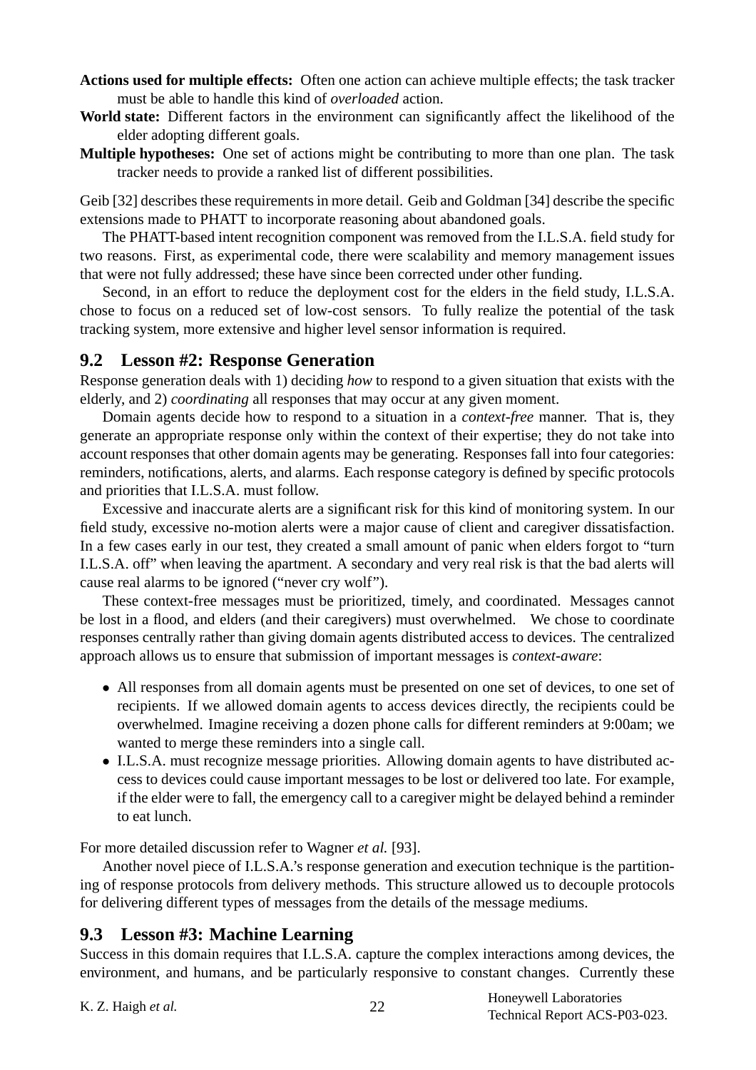**Actions used for multiple effects:** Often one action can achieve multiple effects; the task tracker must be able to handle this kind of *overloaded* action.

**World state:** Different factors in the environment can significantly affect the likelihood of the elder adopting different goals.

**Multiple hypotheses:** One set of actions might be contributing to more than one plan. The task tracker needs to provide a ranked list of different possibilities.

Geib [32] describes these requirements in more detail. Geib and Goldman [34] describe the specific extensions made to PHATT to incorporate reasoning about abandoned goals.

The PHATT-based intent recognition component was removed from the I.L.S.A. field study for two reasons. First, as experimental code, there were scalability and memory management issues that were not fully addressed; these have since been corrected under other funding.

Second, in an effort to reduce the deployment cost for the elders in the field study, I.L.S.A. chose to focus on a reduced set of low-cost sensors. To fully realize the potential of the task tracking system, more extensive and higher level sensor information is required.

## 9.2 Lesson #2: Response Generation

Response generation deals with 1) deciding *how* to respond to a given situation that exists with the elderly, and 2) *coordinating* all responses that may occur at any given moment.

Domain agents decide how to respond to a situation in a *context-free* manner. That is, they generate an appropriate response only within the context of their expertise; they do not take into account responses that other domain agents may be generating. Responses fall into four categories: reminders, notifications, alerts, and alarms. Each response category is defined by specific protocols and priorities that I.L.S.A. must follow.

Excessive and inaccurate alerts are a significant risk for this kind of monitoring system. In our field study, excessive no-motion alerts were a major cause of client and caregiver dissatisfaction. In a few cases early in our test, they created a small amount of panic when elders forgot to "turn I.L.S.A. off" when leaving the apartment. A secondary and very real risk is that the bad alerts will cause real alarms to be ignored ("never cry wolf").

These context-free messages must be prioritized, timely, and coordinated. Messages cannot be lost in a flood, and elders (and their caregivers) must overwhelmed. We chose to coordinate responses centrally rather than giving domain agents distributed access to devices. The centralized approach allows us to ensure that submission of important messages is *context-aware*:

- All responses from all domain agents must be presented on one set of devices, to one set of recipients. If we allowed domain agents to access devices directly, the recipients could be overwhelmed. Imagine receiving a dozen phone calls for different reminders at 9:00am; we wanted to merge these reminders into a single call.
- I.L.S.A. must recognize message priorities. Allowing domain agents to have distributed access to devices could cause important messages to be lost or delivered too late. For example, if the elder were to fall, the emergency call to a caregiver might be delayed behind a reminder to eat lunch.

For more detailed discussion refer to Wagner *et al.* [93].

Another novel piece of I.L.S.A.'s response generation and execution technique is the partitioning of response protocols from delivery methods. This structure allowed us to decouple protocols for delivering different types of messages from the details of the message mediums.

## 9.3 Lesson #3: Machine Learning

Success in this domain requires that I.L.S.A. capture the complex interactions among devices, the environment, and humans, and be particularly responsive to constant changes. Currently these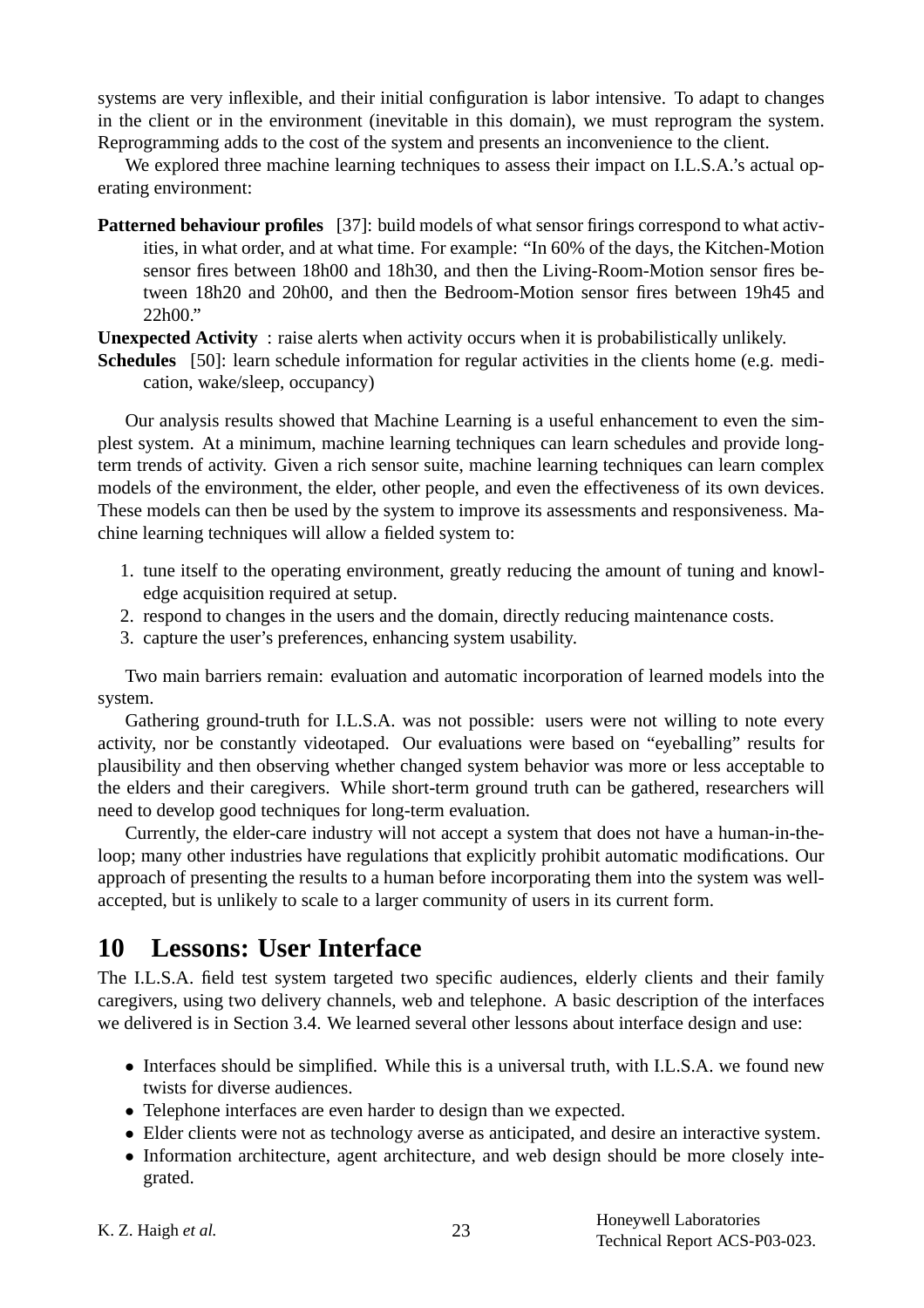systems are very inflexible, and their initial configuration is labor intensive. To adapt to changes in the client or in the environment (inevitable in this domain), we must reprogram the system. Reprogramming adds to the cost of the system and presents an inconvenience to the client.

We explored three machine learning techniques to assess their impact on I.L.S.A.'s actual operating environment:

**Patterned behaviour profiles** [37]: build models of what sensor firings correspond to what activities, in what order, and at what time. For example: "In 60% of the days, the Kitchen-Motion sensor fires between 18h00 and 18h30, and then the Living-Room-Motion sensor fires between 18h20 and 20h00, and then the Bedroom-Motion sensor fires between 19h45 and 22h00."

**Unexpected Activity** : raise alerts when activity occurs when it is probabilistically unlikely.

**Schedules** [50]: learn schedule information for regular activities in the clients home (e.g. medication, wake/sleep, occupancy)

Our analysis results showed that Machine Learning is a useful enhancement to even the simplest system. At a minimum, machine learning techniques can learn schedules and provide long-term trends of activity. Given a rich sensor suite, machine learning techniques can learn complex models of the environment, the elder, other people, and even the effectiveness of its own devices. These models can then be used by the system to improve its assessments and responsiveness. Machine learning techniques will allow a fielded system to:

1. tune itself to the operating environment, greatly reducing the amount of tuning and knowledge acquisition required at setup.
2. respond to changes in the users and the domain, directly reducing maintenance costs.
3. capture the user's preferences, enhancing system usability.

Two main barriers remain: evaluation and automatic incorporation of learned models into the system.

Gathering ground-truth for I.L.S.A. was not possible: users were not willing to note every activity, nor be constantly videotaped. Our evaluations were based on "eyeballing" results for plausibility and then observing whether changed system behavior was more or less acceptable to the elders and their caregivers. While short-term ground truth can be gathered, researchers will need to develop good techniques for long-term evaluation.

Currently, the elder-care industry will not accept a system that does not have a human-in-the-loop; many other industries have regulations that explicitly prohibit automatic modifications. Our approach of presenting the results to a human before incorporating them into the system was well-accepted, but is unlikely to scale to a larger community of users in its current form.

# 10 Lessons: User Interface

The I.L.S.A. field test system targeted two specific audiences, elderly clients and their family caregivers, using two delivery channels, web and telephone. A basic description of the interfaces we delivered is in Section 3.4. We learned several other lessons about interface design and use:

- Interfaces should be simplified. While this is a universal truth, with I.L.S.A. we found new twists for diverse audiences.
- Telephone interfaces are even harder to design than we expected.
- Elder clients were not as technology averse as anticipated, and desire an interactive system.
- Information architecture, agent architecture, and web design should be more closely integrated.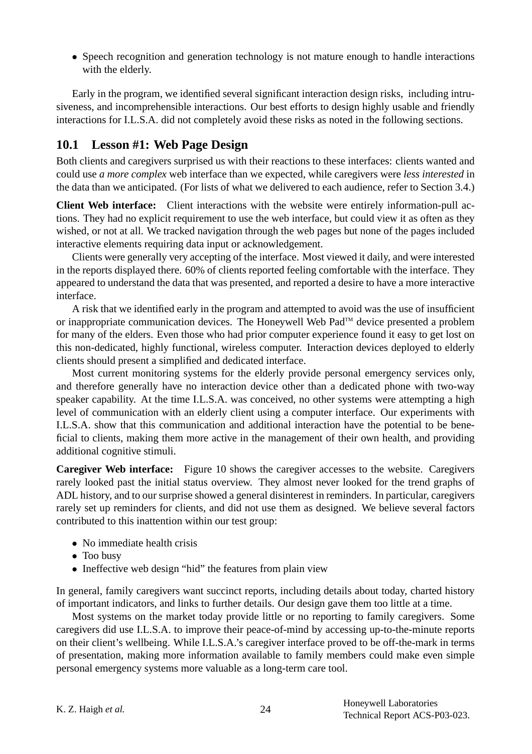- Speech recognition and generation technology is not mature enough to handle interactions with the elderly.

Early in the program, we identified several significant interaction design risks, including intrusiveness, and incomprehensible interactions. Our best efforts to design highly usable and friendly interactions for I.L.S.A. did not completely avoid these risks as noted in the following sections.

## 10.1 Lesson #1: Web Page Design

Both clients and caregivers surprised us with their reactions to these interfaces: clients wanted and could use *a more complex* web interface than we expected, while caregivers were *less interested* in the data than we anticipated. (For lists of what we delivered to each audience, refer to Section 3.4.)

**Client Web interface:** Client interactions with the website were entirely information-pull actions. They had no explicit requirement to use the web interface, but could view it as often as they wished, or not at all. We tracked navigation through the web pages but none of the pages included interactive elements requiring data input or acknowledgement.

Clients were generally very accepting of the interface. Most viewed it daily, and were interested in the reports displayed there. 60% of clients reported feeling comfortable with the interface. They appeared to understand the data that was presented, and reported a desire to have a more interactive interface.

A risk that we identified early in the program and attempted to avoid was the use of insufficient or inappropriate communication devices. The Honeywell Web Pad™ device presented a problem for many of the elders. Even those who had prior computer experience found it easy to get lost on this non-dedicated, highly functional, wireless computer. Interaction devices deployed to elderly clients should present a simplified and dedicated interface.

Most current monitoring systems for the elderly provide personal emergency services only, and therefore generally have no interaction device other than a dedicated phone with two-way speaker capability. At the time I.L.S.A. was conceived, no other systems were attempting a high level of communication with an elderly client using a computer interface. Our experiments with I.L.S.A. show that this communication and additional interaction have the potential to be beneficial to clients, making them more active in the management of their own health, and providing additional cognitive stimuli.

**Caregiver Web interface:** Figure 10 shows the caregiver accesses to the website. Caregivers rarely looked past the initial status overview. They almost never looked for the trend graphs of ADL history, and to our surprise showed a general disinterest in reminders. In particular, caregivers rarely set up reminders for clients, and did not use them as designed. We believe several factors contributed to this inattention within our test group:

- No immediate health crisis
- Too busy
- Ineffective web design "hid" the features from plain view

In general, family caregivers want succinct reports, including details about today, charted history of important indicators, and links to further details. Our design gave them too little at a time.

Most systems on the market today provide little or no reporting to family caregivers. Some caregivers did use I.L.S.A. to improve their peace-of-mind by accessing up-to-the-minute reports on their client's wellbeing. While I.L.S.A.'s caregiver interface proved to be off-the-mark in terms of presentation, making more information available to family members could make even simple personal emergency systems more valuable as a long-term care tool.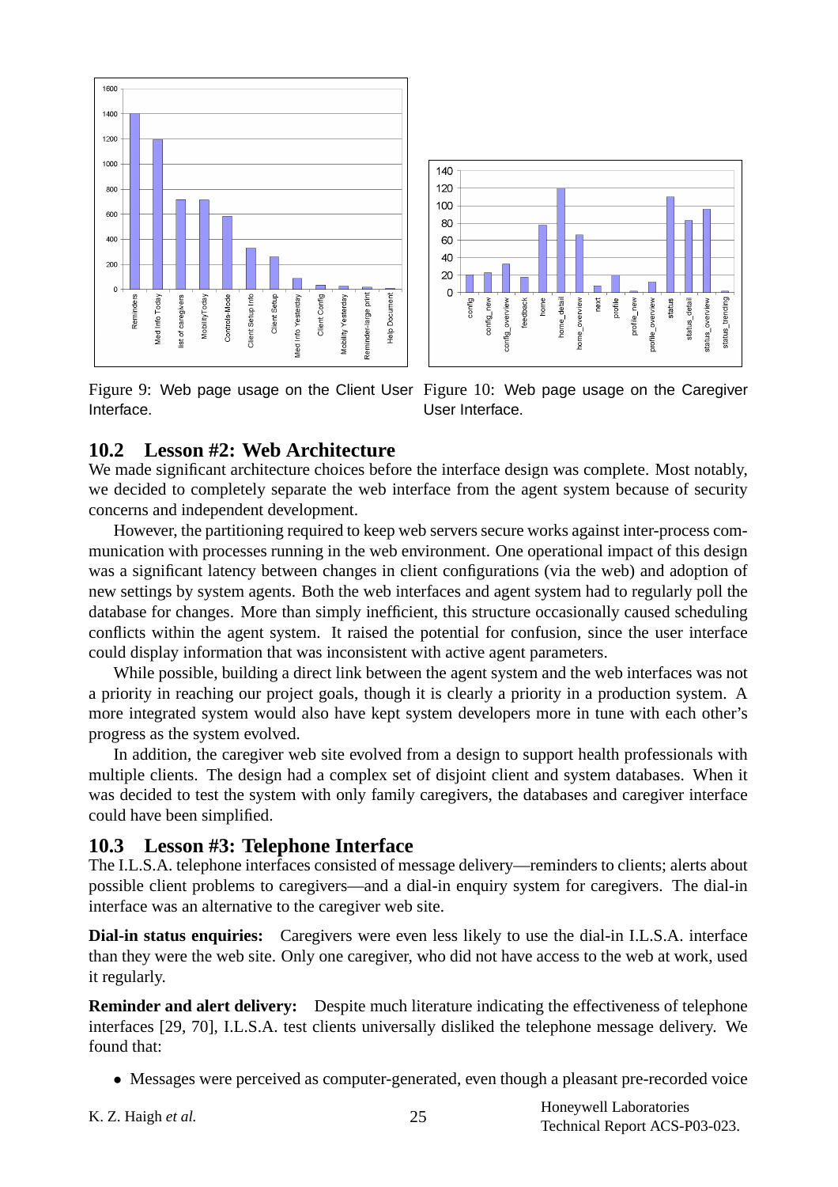Figure 9: Web page usage on the Client User Interface.

Figure 10: Web page usage on the Caregiver User Interface.

## 10.2 Lesson #2: Web Architecture

We made significant architecture choices before the interface design was complete. Most notably, we decided to completely separate the web interface from the agent system because of security concerns and independent development.

However, the partitioning required to keep web servers secure works against inter-process communication with processes running in the web environment. One operational impact of this design was a significant latency between changes in client configurations (via the web) and adoption of new settings by system agents. Both the web interfaces and agent system had to regularly poll the database for changes. More than simply inefficient, this structure occasionally caused scheduling conflicts within the agent system. It raised the potential for confusion, since the user interface could display information that was inconsistent with active agent parameters.

While possible, building a direct link between the agent system and the web interfaces was not a priority in reaching our project goals, though it is clearly a priority in a production system. A more integrated system would also have kept system developers more in tune with each other's progress as the system evolved.

In addition, the caregiver web site evolved from a design to support health professionals with multiple clients. The design had a complex set of disjoint client and system databases. When it was decided to test the system with only family caregivers, the databases and caregiver interface could have been simplified.

## 10.3 Lesson #3: Telephone Interface

The I.L.S.A. telephone interfaces consisted of message delivery—reminders to clients; alerts about possible client problems to caregivers—and a dial-in enquiry system for caregivers. The dial-in interface was an alternative to the caregiver web site.

**Dial-in status enquiries:** Caregivers were even less likely to use the dial-in I.L.S.A. interface than they were the web site. Only one caregiver, who did not have access to the web at work, used it regularly.

**Reminder and alert delivery:** Despite much literature indicating the effectiveness of telephone interfaces [29, 70], I.L.S.A. test clients universally disliked the telephone message delivery. We found that:

- Messages were perceived as computer-generated, even though a pleasant pre-recorded voice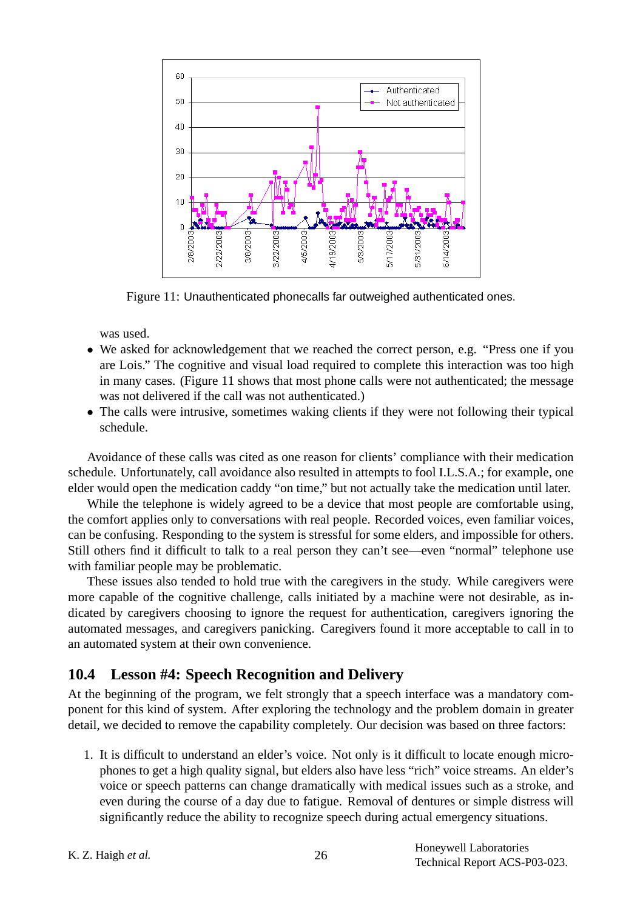Figure 11: Unauthenticated phonecalls far outweighed authenticated ones.

was used.

- We asked for acknowledgement that we reached the correct person, e.g. "Press one if you are Lois." The cognitive and visual load required to complete this interaction was too high in many cases. (Figure 11 shows that most phone calls were not authenticated; the message was not delivered if the call was not authenticated.)
- The calls were intrusive, sometimes waking clients if they were not following their typical schedule.

Avoidance of these calls was cited as one reason for clients' compliance with their medication schedule. Unfortunately, call avoidance also resulted in attempts to fool I.L.S.A.; for example, one elder would open the medication caddy "on time," but not actually take the medication until later.

While the telephone is widely agreed to be a device that most people are comfortable using, the comfort applies only to conversations with real people. Recorded voices, even familiar voices, can be confusing. Responding to the system is stressful for some elders, and impossible for others. Still others find it difficult to talk to a real person they can't see—even "normal" telephone use with familiar people may be problematic.

These issues also tended to hold true with the caregivers in the study. While caregivers were more capable of the cognitive challenge, calls initiated by a machine were not desirable, as indicated by caregivers choosing to ignore the request for authentication, caregivers ignoring the automated messages, and caregivers panicking. Caregivers found it more acceptable to call in to an automated system at their own convenience.

## 10.4 Lesson #4: Speech Recognition and Delivery

At the beginning of the program, we felt strongly that a speech interface was a mandatory component for this kind of system. After exploring the technology and the problem domain in greater detail, we decided to remove the capability completely. Our decision was based on three factors:

1. It is difficult to understand an elder's voice. Not only is it difficult to locate enough microphones to get a high quality signal, but elders also have less "rich" voice streams. An elder's voice or speech patterns can change dramatically with medical issues such as a stroke, and even during the course of a day due to fatigue. Removal of dentures or simple distress will significantly reduce the ability to recognize speech during actual emergency situations.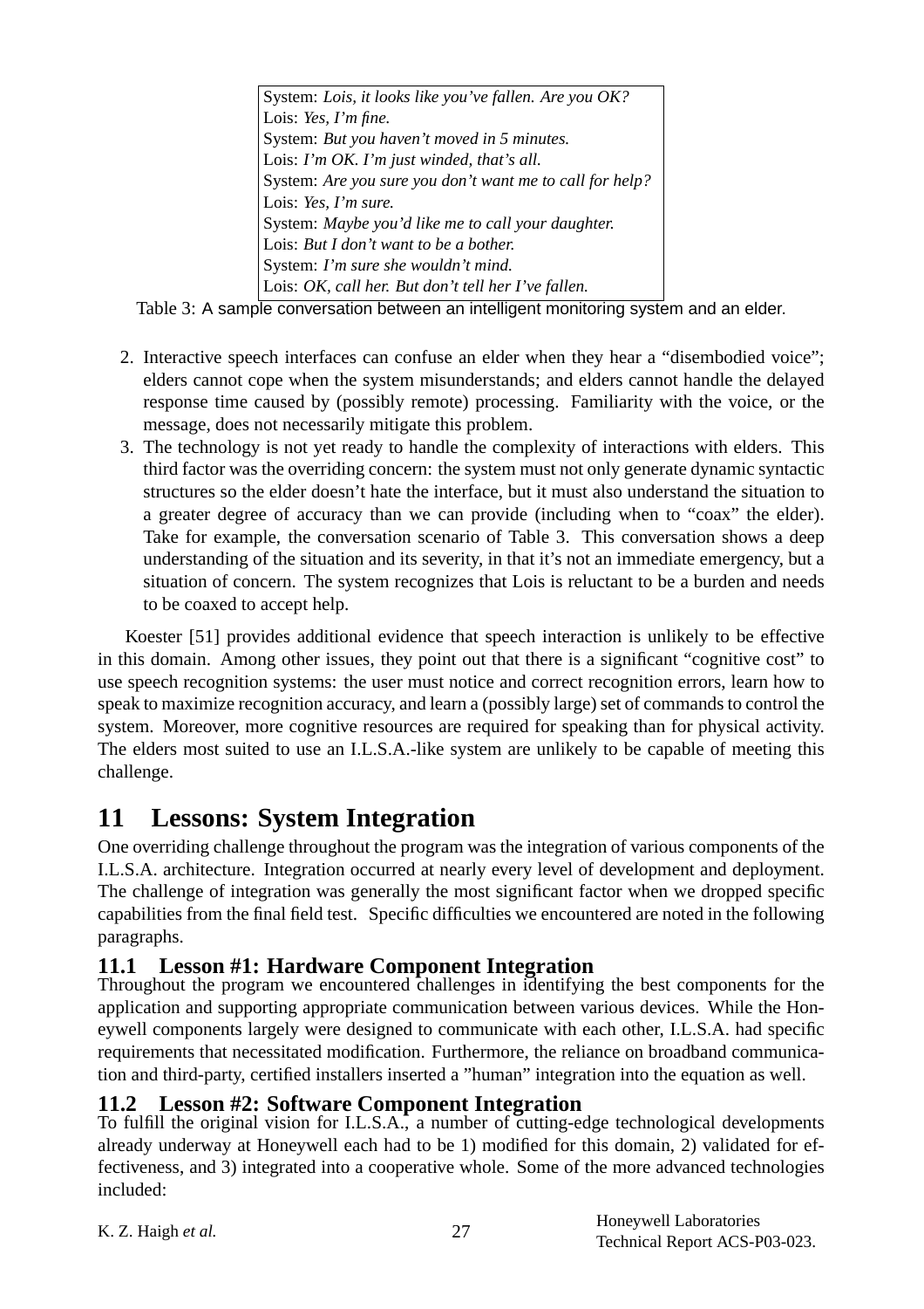| |
|---|
| System: *Lois, it looks like you've fallen. Are you OK?* |
| Lois: *Yes, I'm fine.* |
| System: *But you haven't moved in 5 minutes.* |
| Lois: *I'm OK. I'm just winded, that's all.* |
| System: *Are you sure you don't want me to call for help?* |
| Lois: *Yes, I'm sure.* |
| System: *Maybe you'd like me to call your daughter.* |
| Lois: *But I don't want to be a bother.* |
| System: *I'm sure she wouldn't mind.* |
| Lois: *OK, call her. But don't tell her I've fallen.* |

Table 3: A sample conversation between an intelligent monitoring system and an elder.

2. Interactive speech interfaces can confuse an elder when they hear a "disembodied voice"; elders cannot cope when the system misunderstands; and elders cannot handle the delayed response time caused by (possibly remote) processing. Familiarity with the voice, or the message, does not necessarily mitigate this problem.
3. The technology is not yet ready to handle the complexity of interactions with elders. This third factor was the overriding concern: the system must not only generate dynamic syntactic structures so the elder doesn't hate the interface, but it must also understand the situation to a greater degree of accuracy than we can provide (including when to "coax" the elder). Take for example, the conversation scenario of Table 3. This conversation shows a deep understanding of the situation and its severity, in that it's not an immediate emergency, but a situation of concern. The system recognizes that Lois is reluctant to be a burden and needs to be coaxed to accept help.

Koester [51] provides additional evidence that speech interaction is unlikely to be effective in this domain. Among other issues, they point out that there is a significant "cognitive cost" to use speech recognition systems: the user must notice and correct recognition errors, learn how to speak to maximize recognition accuracy, and learn a (possibly large) set of commands to control the system. Moreover, more cognitive resources are required for speaking than for physical activity. The elders most suited to use an I.L.S.A.-like system are unlikely to be capable of meeting this challenge.

# 11 Lessons: System Integration

One overriding challenge throughout the program was the integration of various components of the I.L.S.A. architecture. Integration occurred at nearly every level of development and deployment. The challenge of integration was generally the most significant factor when we dropped specific capabilities from the final field test. Specific difficulties we encountered are noted in the following paragraphs.

## 11.1 Lesson #1: Hardware Component Integration

Throughout the program we encountered challenges in identifying the best components for the application and supporting appropriate communication between various devices. While the Honeywell components largely were designed to communicate with each other, I.L.S.A. had specific requirements that necessitated modification. Furthermore, the reliance on broadband communication and third-party, certified installers inserted a "human" integration into the equation as well.

## 11.2 Lesson #2: Software Component Integration

To fulfill the original vision for I.L.S.A., a number of cutting-edge technological developments already underway at Honeywell each had to be 1) modified for this domain, 2) validated for effectiveness, and 3) integrated into a cooperative whole. Some of the more advanced technologies included: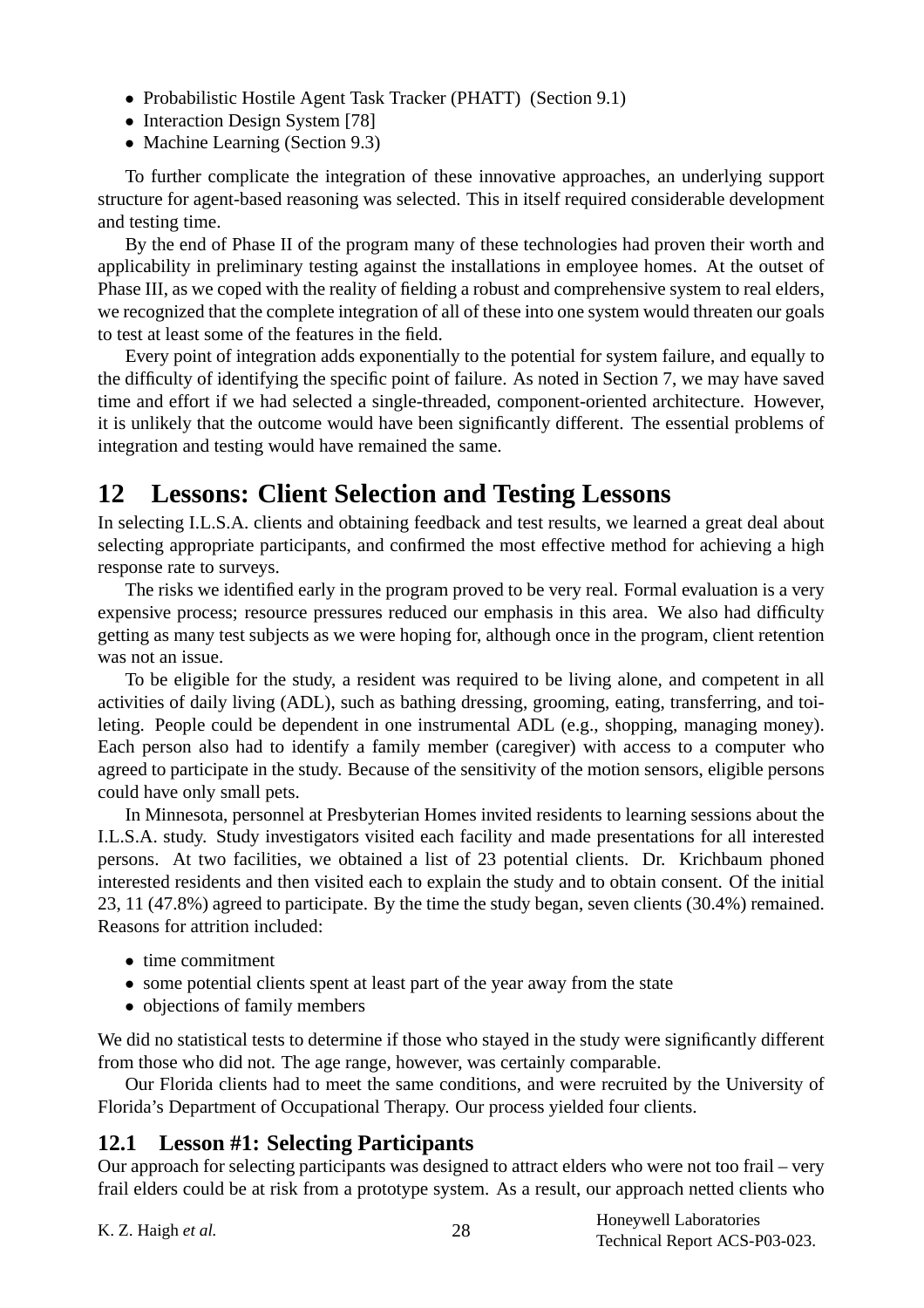- Probabilistic Hostile Agent Task Tracker (PHATT) (Section 9.1)
- Interaction Design System [78]
- Machine Learning (Section 9.3)

To further complicate the integration of these innovative approaches, an underlying support structure for agent-based reasoning was selected. This in itself required considerable development and testing time.

By the end of Phase II of the program many of these technologies had proven their worth and applicability in preliminary testing against the installations in employee homes. At the outset of Phase III, as we coped with the reality of fielding a robust and comprehensive system to real elders, we recognized that the complete integration of all of these into one system would threaten our goals to test at least some of the features in the field.

Every point of integration adds exponentially to the potential for system failure, and equally to the difficulty of identifying the specific point of failure. As noted in Section 7, we may have saved time and effort if we had selected a single-threaded, component-oriented architecture. However, it is unlikely that the outcome would have been significantly different. The essential problems of integration and testing would have remained the same.

# 12 Lessons: Client Selection and Testing Lessons

In selecting I.L.S.A. clients and obtaining feedback and test results, we learned a great deal about selecting appropriate participants, and confirmed the most effective method for achieving a high response rate to surveys.

The risks we identified early in the program proved to be very real. Formal evaluation is a very expensive process; resource pressures reduced our emphasis in this area. We also had difficulty getting as many test subjects as we were hoping for, although once in the program, client retention was not an issue.

To be eligible for the study, a resident was required to be living alone, and competent in all activities of daily living (ADL), such as bathing dressing, grooming, eating, transferring, and toileting. People could be dependent in one instrumental ADL (e.g., shopping, managing money). Each person also had to identify a family member (caregiver) with access to a computer who agreed to participate in the study. Because of the sensitivity of the motion sensors, eligible persons could have only small pets.

In Minnesota, personnel at Presbyterian Homes invited residents to learning sessions about the I.L.S.A. study. Study investigators visited each facility and made presentations for all interested persons. At two facilities, we obtained a list of 23 potential clients. Dr. Krichbaum phoned interested residents and then visited each to explain the study and to obtain consent. Of the initial 23, 11 (47.8%) agreed to participate. By the time the study began, seven clients (30.4%) remained. Reasons for attrition included:

- time commitment
- some potential clients spent at least part of the year away from the state
- objections of family members

We did no statistical tests to determine if those who stayed in the study were significantly different from those who did not. The age range, however, was certainly comparable.

Our Florida clients had to meet the same conditions, and were recruited by the University of Florida's Department of Occupational Therapy. Our process yielded four clients.

## 12.1 Lesson #1: Selecting Participants

Our approach for selecting participants was designed to attract elders who were not too frail – very frail elders could be at risk from a prototype system. As a result, our approach netted clients who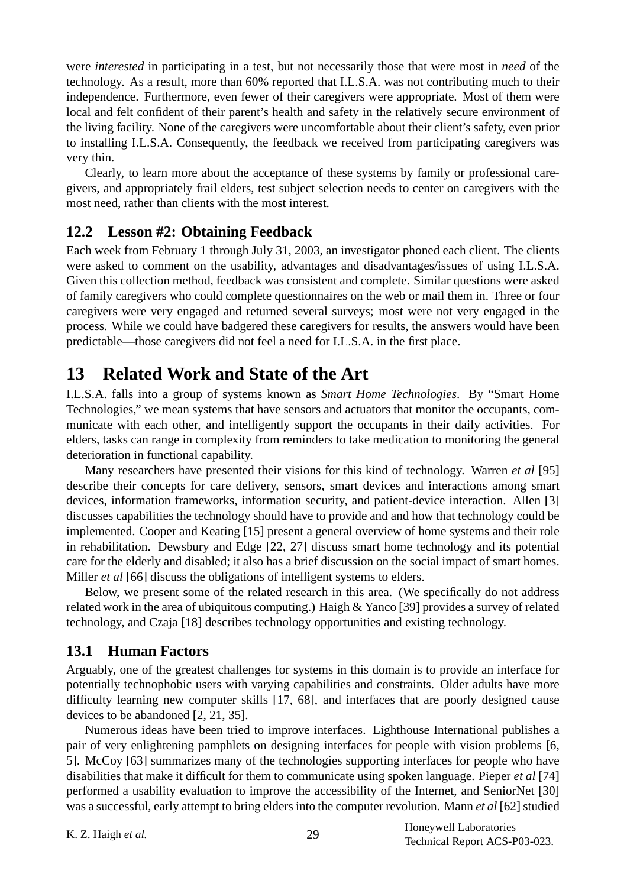were *interested* in participating in a test, but not necessarily those that were most in *need* of the technology. As a result, more than 60% reported that I.L.S.A. was not contributing much to their independence. Furthermore, even fewer of their caregivers were appropriate. Most of them were local and felt confident of their parent's health and safety in the relatively secure environment of the living facility. None of the caregivers were uncomfortable about their client's safety, even prior to installing I.L.S.A. Consequently, the feedback we received from participating caregivers was very thin.

Clearly, to learn more about the acceptance of these systems by family or professional caregivers, and appropriately frail elders, test subject selection needs to center on caregivers with the most need, rather than clients with the most interest.

## 12.2 Lesson #2: Obtaining Feedback

Each week from February 1 through July 31, 2003, an investigator phoned each client. The clients were asked to comment on the usability, advantages and disadvantages/issues of using I.L.S.A. Given this collection method, feedback was consistent and complete. Similar questions were asked of family caregivers who could complete questionnaires on the web or mail them in. Three or four caregivers were very engaged and returned several surveys; most were not very engaged in the process. While we could have badgered these caregivers for results, the answers would have been predictable—those caregivers did not feel a need for I.L.S.A. in the first place.

# 13 Related Work and State of the Art

I.L.S.A. falls into a group of systems known as *Smart Home Technologies*. By "Smart Home Technologies," we mean systems that have sensors and actuators that monitor the occupants, communicate with each other, and intelligently support the occupants in their daily activities. For elders, tasks can range in complexity from reminders to take medication to monitoring the general deterioration in functional capability.

Many researchers have presented their visions for this kind of technology. Warren *et al* [95] describe their concepts for care delivery, sensors, smart devices and interactions among smart devices, information frameworks, information security, and patient-device interaction. Allen [3] discusses capabilities the technology should have to provide and and how that technology could be implemented. Cooper and Keating [15] present a general overview of home systems and their role in rehabilitation. Dewsbury and Edge [22, 27] discuss smart home technology and its potential care for the elderly and disabled; it also has a brief discussion on the social impact of smart homes. Miller *et al* [66] discuss the obligations of intelligent systems to elders.

Below, we present some of the related research in this area. (We specifically do not address related work in the area of ubiquitous computing.) Haigh & Yanco [39] provides a survey of related technology, and Czaja [18] describes technology opportunities and existing technology.

## 13.1 Human Factors

Arguably, one of the greatest challenges for systems in this domain is to provide an interface for potentially technophobic users with varying capabilities and constraints. Older adults have more difficulty learning new computer skills [17, 68], and interfaces that are poorly designed cause devices to be abandoned [2, 21, 35].

Numerous ideas have been tried to improve interfaces. Lighthouse International publishes a pair of very enlightening pamphlets on designing interfaces for people with vision problems [6, 5]. McCoy [63] summarizes many of the technologies supporting interfaces for people who have disabilities that make it difficult for them to communicate using spoken language. Pieper *et al* [74] performed a usability evaluation to improve the accessibility of the Internet, and SeniorNet [30] was a successful, early attempt to bring elders into the computer revolution. Mann *et al* [62] studied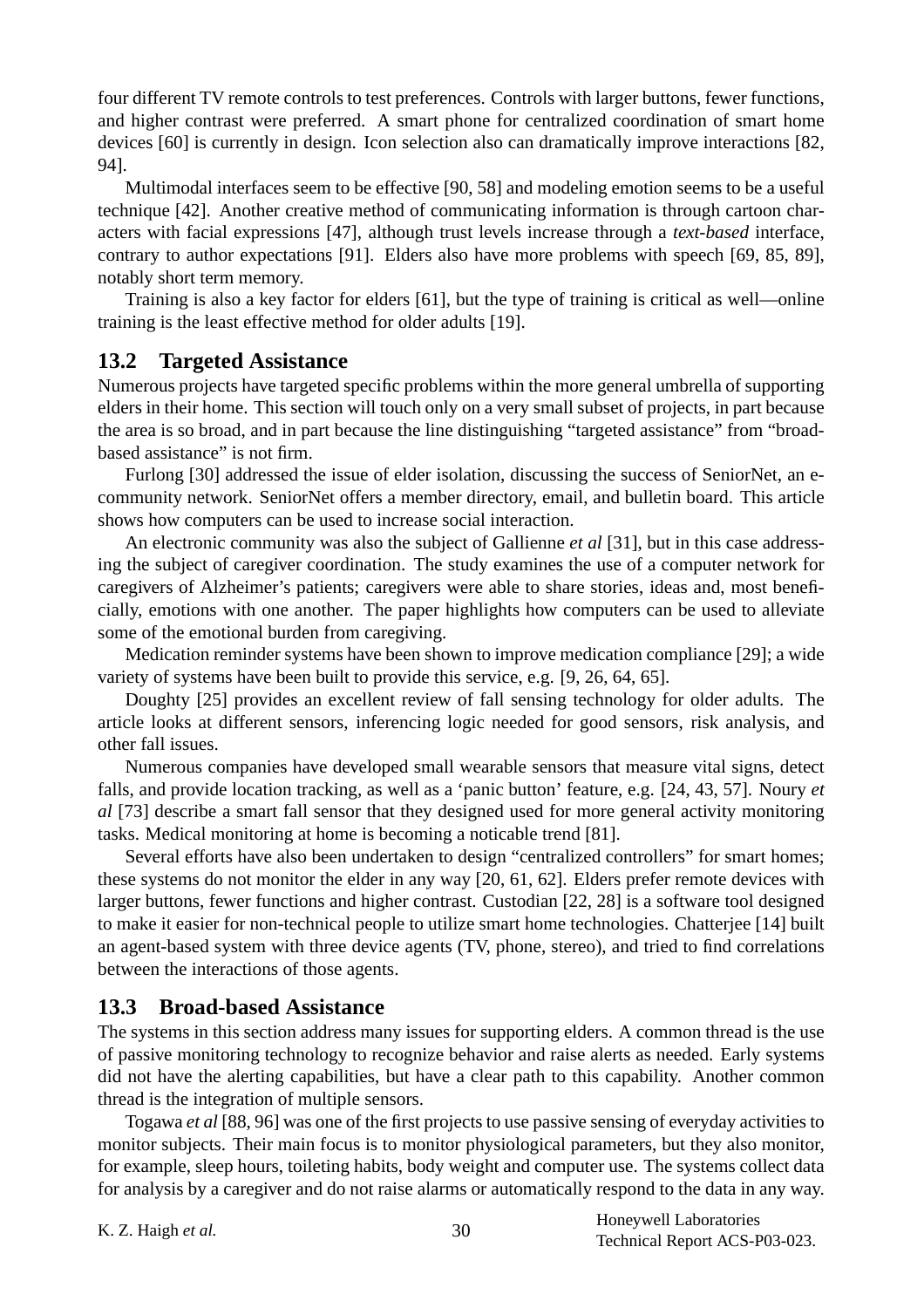four different TV remote controls to test preferences. Controls with larger buttons, fewer functions, and higher contrast were preferred. A smart phone for centralized coordination of smart home devices [60] is currently in design. Icon selection also can dramatically improve interactions [82, 94].

Multimodal interfaces seem to be effective [90, 58] and modeling emotion seems to be a useful technique [42]. Another creative method of communicating information is through cartoon characters with facial expressions [47], although trust levels increase through a *text-based* interface, contrary to author expectations [91]. Elders also have more problems with speech [69, 85, 89], notably short term memory.

Training is also a key factor for elders [61], but the type of training is critical as well—online training is the least effective method for older adults [19].

## 13.2 Targeted Assistance

Numerous projects have targeted specific problems within the more general umbrella of supporting elders in their home. This section will touch only on a very small subset of projects, in part because the area is so broad, and in part because the line distinguishing "targeted assistance" from "broad-based assistance" is not firm.

Furlong [30] addressed the issue of elder isolation, discussing the success of SeniorNet, an e-community network. SeniorNet offers a member directory, email, and bulletin board. This article shows how computers can be used to increase social interaction.

An electronic community was also the subject of Gallienne *et al* [31], but in this case addressing the subject of caregiver coordination. The study examines the use of a computer network for caregivers of Alzheimer's patients; caregivers were able to share stories, ideas and, most beneficially, emotions with one another. The paper highlights how computers can be used to alleviate some of the emotional burden from caregiving.

Medication reminder systems have been shown to improve medication compliance [29]; a wide variety of systems have been built to provide this service, e.g. [9, 26, 64, 65].

Doughty [25] provides an excellent review of fall sensing technology for older adults. The article looks at different sensors, inferencing logic needed for good sensors, risk analysis, and other fall issues.

Numerous companies have developed small wearable sensors that measure vital signs, detect falls, and provide location tracking, as well as a 'panic button' feature, e.g. [24, 43, 57]. Noury *et al* [73] describe a smart fall sensor that they designed used for more general activity monitoring tasks. Medical monitoring at home is becoming a noticable trend [81].

Several efforts have also been undertaken to design "centralized controllers" for smart homes; these systems do not monitor the elder in any way [20, 61, 62]. Elders prefer remote devices with larger buttons, fewer functions and higher contrast. Custodian [22, 28] is a software tool designed to make it easier for non-technical people to utilize smart home technologies. Chatterjee [14] built an agent-based system with three device agents (TV, phone, stereo), and tried to find correlations between the interactions of those agents.

## 13.3 Broad-based Assistance

The systems in this section address many issues for supporting elders. A common thread is the use of passive monitoring technology to recognize behavior and raise alerts as needed. Early systems did not have the alerting capabilities, but have a clear path to this capability. Another common thread is the integration of multiple sensors.

Togawa *et al* [88, 96] was one of the first projects to use passive sensing of everyday activities to monitor subjects. Their main focus is to monitor physiological parameters, but they also monitor, for example, sleep hours, toileting habits, body weight and computer use. The systems collect data for analysis by a caregiver and do not raise alarms or automatically respond to the data in any way.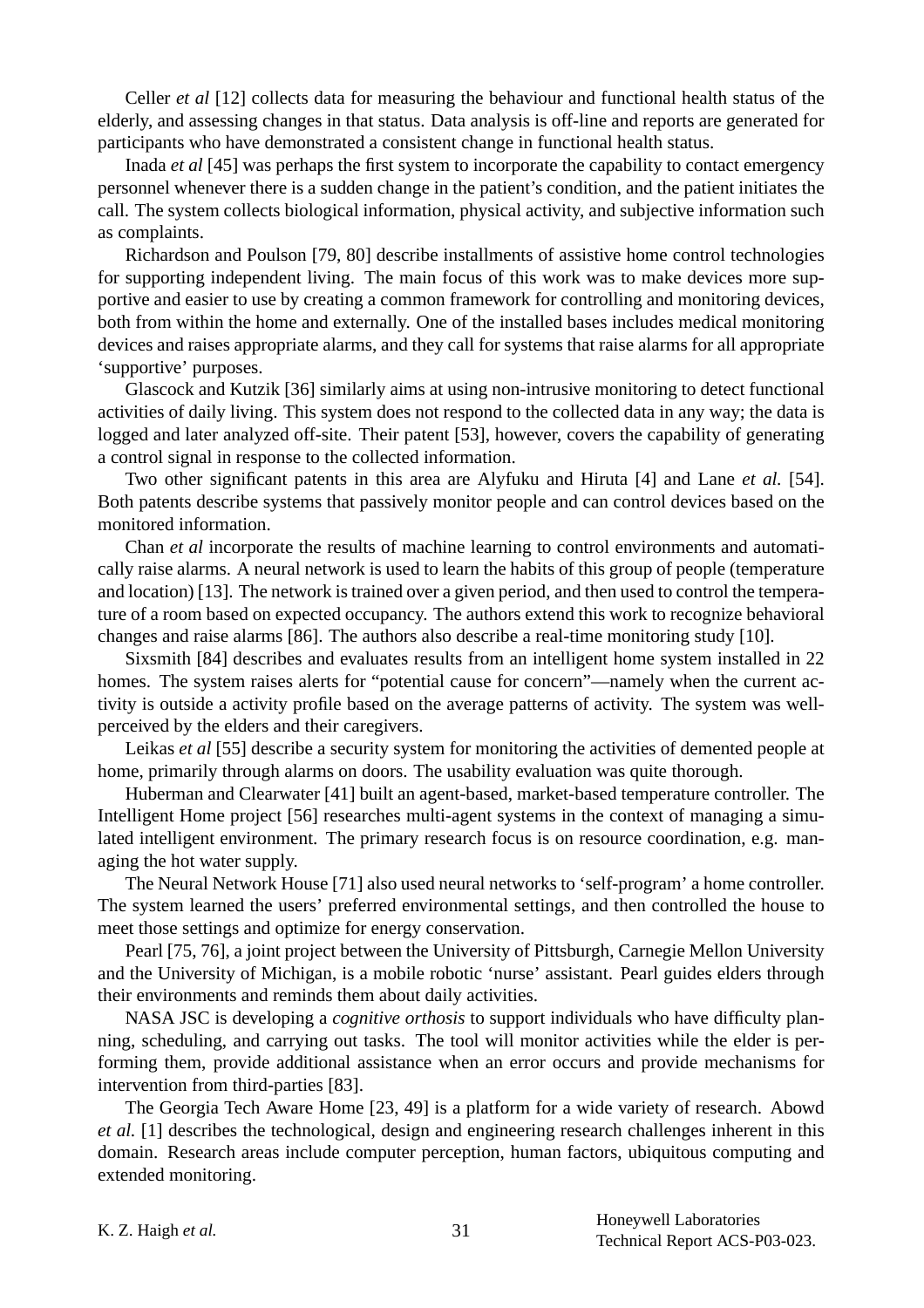Celler *et al* [12] collects data for measuring the behaviour and functional health status of the elderly, and assessing changes in that status. Data analysis is off-line and reports are generated for participants who have demonstrated a consistent change in functional health status.

Inada *et al* [45] was perhaps the first system to incorporate the capability to contact emergency personnel whenever there is a sudden change in the patient's condition, and the patient initiates the call. The system collects biological information, physical activity, and subjective information such as complaints.

Richardson and Poulson [79, 80] describe installments of assistive home control technologies for supporting independent living. The main focus of this work was to make devices more supportive and easier to use by creating a common framework for controlling and monitoring devices, both from within the home and externally. One of the installed bases includes medical monitoring devices and raises appropriate alarms, and they call for systems that raise alarms for all appropriate 'supportive' purposes.

Glascock and Kutzik [36] similarly aims at using non-intrusive monitoring to detect functional activities of daily living. This system does not respond to the collected data in any way; the data is logged and later analyzed off-site. Their patent [53], however, covers the capability of generating a control signal in response to the collected information.

Two other significant patents in this area are Alyfuku and Hiruta [4] and Lane *et al.* [54]. Both patents describe systems that passively monitor people and can control devices based on the monitored information.

Chan *et al* incorporate the results of machine learning to control environments and automatically raise alarms. A neural network is used to learn the habits of this group of people (temperature and location) [13]. The network is trained over a given period, and then used to control the temperature of a room based on expected occupancy. The authors extend this work to recognize behavioral changes and raise alarms [86]. The authors also describe a real-time monitoring study [10].

Sixsmith [84] describes and evaluates results from an intelligent home system installed in 22 homes. The system raises alerts for "potential cause for concern"—namely when the current activity is outside a activity profile based on the average patterns of activity. The system was well-perceived by the elders and their caregivers.

Leikas *et al* [55] describe a security system for monitoring the activities of demented people at home, primarily through alarms on doors. The usability evaluation was quite thorough.

Huberman and Clearwater [41] built an agent-based, market-based temperature controller. The Intelligent Home project [56] researches multi-agent systems in the context of managing a simulated intelligent environment. The primary research focus is on resource coordination, e.g. managing the hot water supply.

The Neural Network House [71] also used neural networks to 'self-program' a home controller. The system learned the users' preferred environmental settings, and then controlled the house to meet those settings and optimize for energy conservation.

Pearl [75, 76], a joint project between the University of Pittsburgh, Carnegie Mellon University and the University of Michigan, is a mobile robotic 'nurse' assistant. Pearl guides elders through their environments and reminds them about daily activities.

NASA JSC is developing a *cognitive orthosis* to support individuals who have difficulty planning, scheduling, and carrying out tasks. The tool will monitor activities while the elder is performing them, provide additional assistance when an error occurs and provide mechanisms for intervention from third-parties [83].

The Georgia Tech Aware Home [23, 49] is a platform for a wide variety of research. Abowd *et al.* [1] describes the technological, design and engineering research challenges inherent in this domain. Research areas include computer perception, human factors, ubiquitous computing and extended monitoring.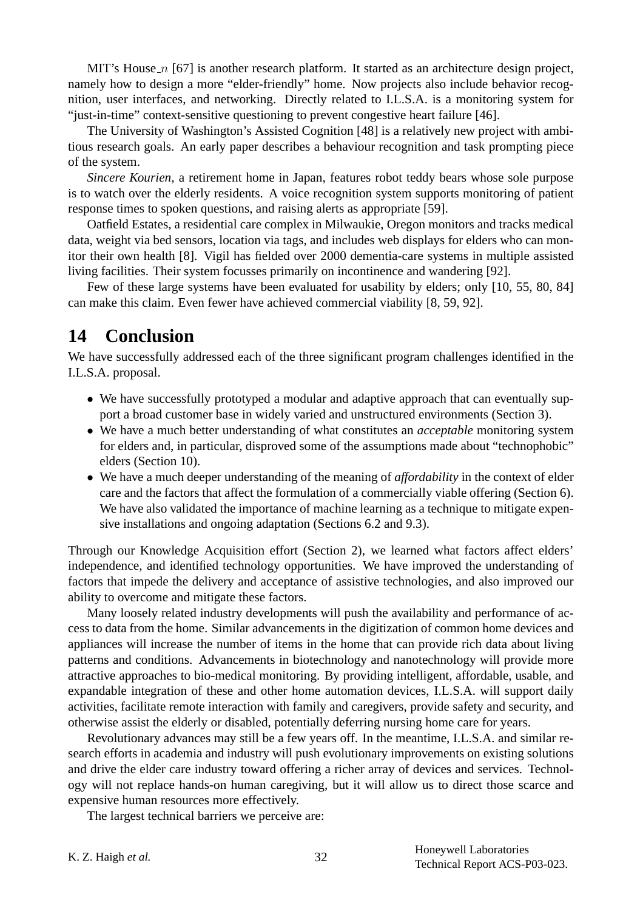MIT's House_$n$ [67] is another research platform. It started as an architecture design project, namely how to design a more "elder-friendly" home. Now projects also include behavior recognition, user interfaces, and networking. Directly related to I.L.S.A. is a monitoring system for "just-in-time" context-sensitive questioning to prevent congestive heart failure [46].

The University of Washington's Assisted Cognition [48] is a relatively new project with ambitious research goals. An early paper describes a behaviour recognition and task prompting piece of the system.

*Sincere Kourien*, a retirement home in Japan, features robot teddy bears whose sole purpose is to watch over the elderly residents. A voice recognition system supports monitoring of patient response times to spoken questions, and raising alerts as appropriate [59].

Oatfield Estates, a residential care complex in Milwaukie, Oregon monitors and tracks medical data, weight via bed sensors, location via tags, and includes web displays for elders who can monitor their own health [8]. Vigil has fielded over 2000 dementia-care systems in multiple assisted living facilities. Their system focusses primarily on incontinence and wandering [92].

Few of these large systems have been evaluated for usability by elders; only [10, 55, 80, 84] can make this claim. Even fewer have achieved commercial viability [8, 59, 92].

# 14 Conclusion

We have successfully addressed each of the three significant program challenges identified in the I.L.S.A. proposal.

- We have successfully prototyped a modular and adaptive approach that can eventually support a broad customer base in widely varied and unstructured environments (Section 3).
- We have a much better understanding of what constitutes an *acceptable* monitoring system for elders and, in particular, disproved some of the assumptions made about "technophobic" elders (Section 10).
- We have a much deeper understanding of the meaning of *affordability* in the context of elder care and the factors that affect the formulation of a commercially viable offering (Section 6). We have also validated the importance of machine learning as a technique to mitigate expensive installations and ongoing adaptation (Sections 6.2 and 9.3).

Through our Knowledge Acquisition effort (Section 2), we learned what factors affect elders' independence, and identified technology opportunities. We have improved the understanding of factors that impede the delivery and acceptance of assistive technologies, and also improved our ability to overcome and mitigate these factors.

Many loosely related industry developments will push the availability and performance of access to data from the home. Similar advancements in the digitization of common home devices and appliances will increase the number of items in the home that can provide rich data about living patterns and conditions. Advancements in biotechnology and nanotechnology will provide more attractive approaches to bio-medical monitoring. By providing intelligent, affordable, usable, and expandable integration of these and other home automation devices, I.L.S.A. will support daily activities, facilitate remote interaction with family and caregivers, provide safety and security, and otherwise assist the elderly or disabled, potentially deferring nursing home care for years.

Revolutionary advances may still be a few years off. In the meantime, I.L.S.A. and similar research efforts in academia and industry will push evolutionary improvements on existing solutions and drive the elder care industry toward offering a richer array of devices and services. Technology will not replace hands-on human caregiving, but it will allow us to direct those scarce and expensive human resources more effectively.

The largest technical barriers we perceive are: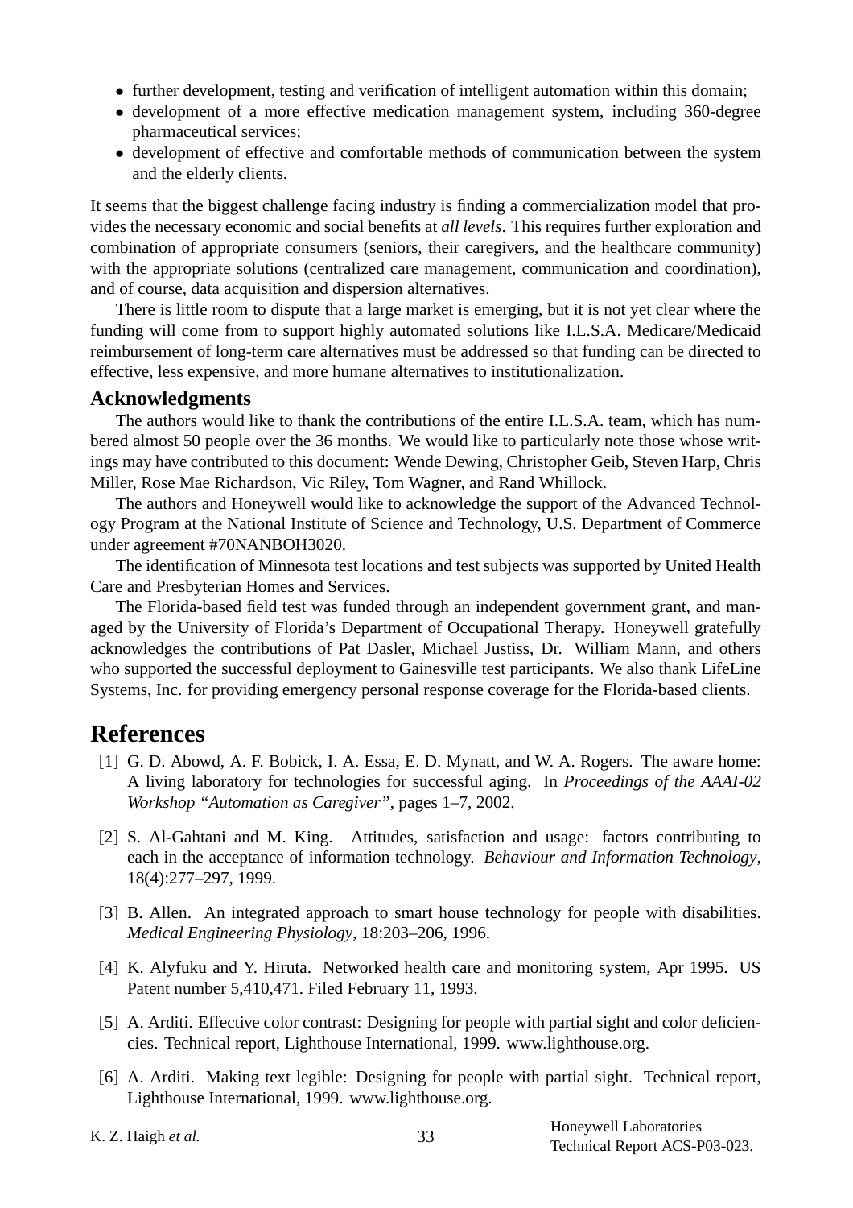- further development, testing and verification of intelligent automation within this domain;
- development of a more effective medication management system, including 360-degree pharmaceutical services;
- development of effective and comfortable methods of communication between the system and the elderly clients.

It seems that the biggest challenge facing industry is finding a commercialization model that provides the necessary economic and social benefits at *all levels*. This requires further exploration and combination of appropriate consumers (seniors, their caregivers, and the healthcare community) with the appropriate solutions (centralized care management, communication and coordination), and of course, data acquisition and dispersion alternatives.

There is little room to dispute that a large market is emerging, but it is not yet clear where the funding will come from to support highly automated solutions like I.L.S.A. Medicare/Medicaid reimbursement of long-term care alternatives must be addressed so that funding can be directed to effective, less expensive, and more humane alternatives to institutionalization.

### Acknowledgments

The authors would like to thank the contributions of the entire I.L.S.A. team, which has numbered almost 50 people over the 36 months. We would like to particularly note those whose writings may have contributed to this document: Wende Dewing, Christopher Geib, Steven Harp, Chris Miller, Rose Mae Richardson, Vic Riley, Tom Wagner, and Rand Whillock.

The authors and Honeywell would like to acknowledge the support of the Advanced Technology Program at the National Institute of Science and Technology, U.S. Department of Commerce under agreement #70NANBOH3020.

The identification of Minnesota test locations and test subjects was supported by United Health Care and Presbyterian Homes and Services.

The Florida-based field test was funded through an independent government grant, and managed by the University of Florida's Department of Occupational Therapy. Honeywell gratefully acknowledges the contributions of Pat Dasler, Michael Justiss, Dr. William Mann, and others who supported the successful deployment to Gainesville test participants. We also thank LifeLine Systems, Inc. for providing emergency personal response coverage for the Florida-based clients.

## References

[1] G. D. Abowd, A. F. Bobick, I. A. Essa, E. D. Mynatt, and W. A. Rogers. The aware home: A living laboratory for technologies for successful aging. In *Proceedings of the AAAI-02 Workshop "Automation as Caregiver"*, pages 1–7, 2002.

[2] S. Al-Gahtani and M. King. Attitudes, satisfaction and usage: factors contributing to each in the acceptance of information technology. *Behaviour and Information Technology*, 18(4):277–297, 1999.

[3] B. Allen. An integrated approach to smart house technology for people with disabilities. *Medical Engineering Physiology*, 18:203–206, 1996.

[4] K. Alyfuku and Y. Hiruta. Networked health care and monitoring system, Apr 1995. US Patent number 5,410,471. Filed February 11, 1993.

[5] A. Arditi. Effective color contrast: Designing for people with partial sight and color deficiencies. Technical report, Lighthouse International, 1999. www.lighthouse.org.

[6] A. Arditi. Making text legible: Designing for people with partial sight. Technical report, Lighthouse International, 1999. www.lighthouse.org.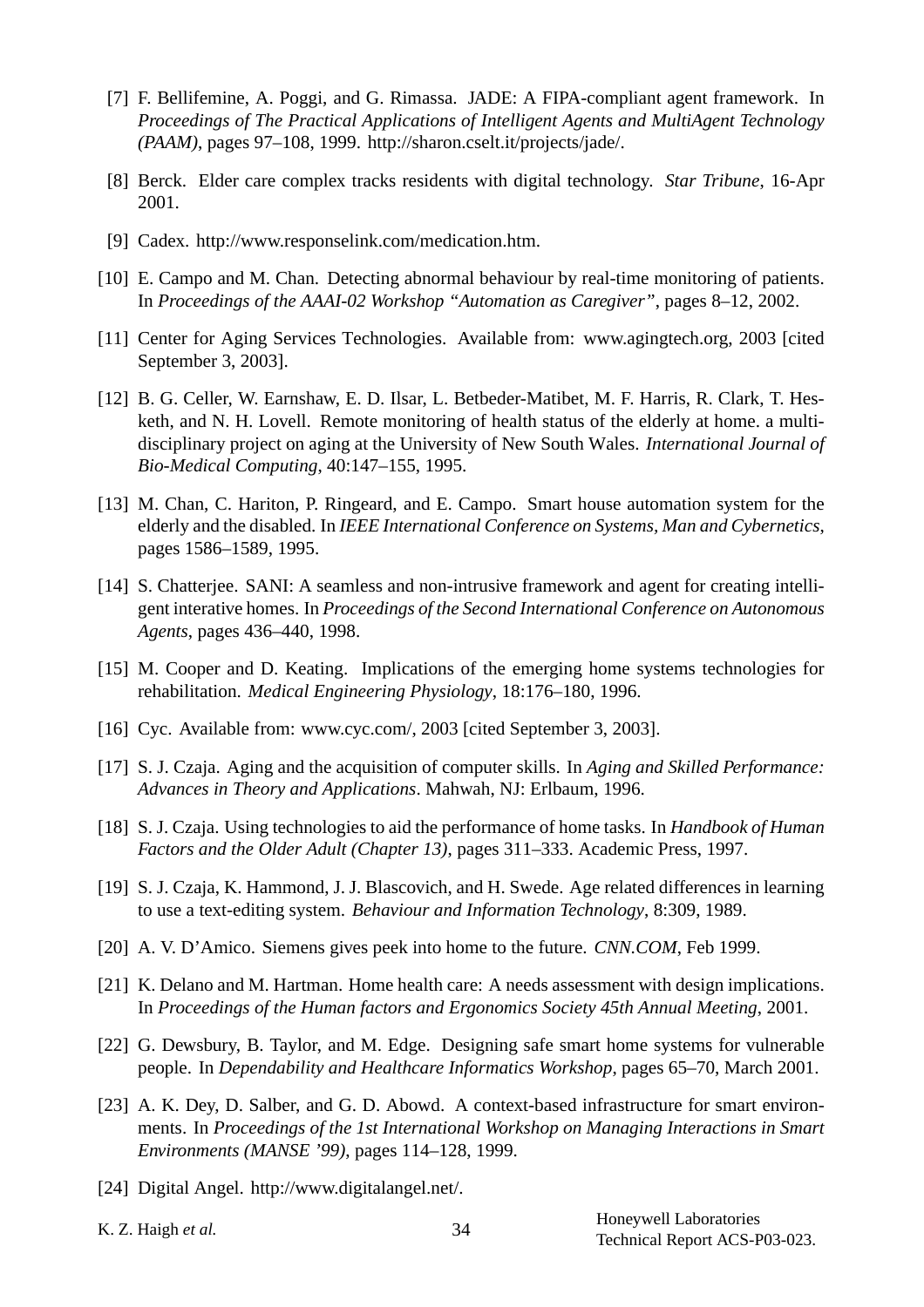[7] F. Bellifemine, A. Poggi, and G. Rimassa. JADE: A FIPA-compliant agent framework. In *Proceedings of The Practical Applications of Intelligent Agents and MultiAgent Technology (PAAM)*, pages 97–108, 1999. http://sharon.cselt.it/projects/jade/.

[8] Berck. Elder care complex tracks residents with digital technology. *Star Tribune*, 16-Apr 2001.

[9] Cadex. http://www.responselink.com/medication.htm.

[10] E. Campo and M. Chan. Detecting abnormal behaviour by real-time monitoring of patients. In *Proceedings of the AAAI-02 Workshop "Automation as Caregiver"*, pages 8–12, 2002.

[11] Center for Aging Services Technologies. Available from: www.agingtech.org, 2003 [cited September 3, 2003].

[12] B. G. Celler, W. Earnshaw, E. D. Ilsar, L. Betbeder-Matibet, M. F. Harris, R. Clark, T. Hesketh, and N. H. Lovell. Remote monitoring of health status of the elderly at home. a multi-disciplinary project on aging at the University of New South Wales. *International Journal of Bio-Medical Computing*, 40:147–155, 1995.

[13] M. Chan, C. Hariton, P. Ringeard, and E. Campo. Smart house automation system for the elderly and the disabled. In *IEEE International Conference on Systems, Man and Cybernetics*, pages 1586–1589, 1995.

[14] S. Chatterjee. SANI: A seamless and non-intrusive framework and agent for creating intelligent interative homes. In *Proceedings of the Second International Conference on Autonomous Agents*, pages 436–440, 1998.

[15] M. Cooper and D. Keating. Implications of the emerging home systems technologies for rehabilitation. *Medical Engineering Physiology*, 18:176–180, 1996.

[16] Cyc. Available from: www.cyc.com/, 2003 [cited September 3, 2003].

[17] S. J. Czaja. Aging and the acquisition of computer skills. In *Aging and Skilled Performance: Advances in Theory and Applications*. Mahwah, NJ: Erlbaum, 1996.

[18] S. J. Czaja. Using technologies to aid the performance of home tasks. In *Handbook of Human Factors and the Older Adult (Chapter 13)*, pages 311–333. Academic Press, 1997.

[19] S. J. Czaja, K. Hammond, J. J. Blascovich, and H. Swede. Age related differences in learning to use a text-editing system. *Behaviour and Information Technology*, 8:309, 1989.

[20] A. V. D'Amico. Siemens gives peek into home to the future. *CNN.COM*, Feb 1999.

[21] K. Delano and M. Hartman. Home health care: A needs assessment with design implications. In *Proceedings of the Human factors and Ergonomics Society 45th Annual Meeting*, 2001.

[22] G. Dewsbury, B. Taylor, and M. Edge. Designing safe smart home systems for vulnerable people. In *Dependability and Healthcare Informatics Workshop*, pages 65–70, March 2001.

[23] A. K. Dey, D. Salber, and G. D. Abowd. A context-based infrastructure for smart environments. In *Proceedings of the 1st International Workshop on Managing Interactions in Smart Environments (MANSE '99)*, pages 114–128, 1999.

[24] Digital Angel. http://www.digitalangel.net/.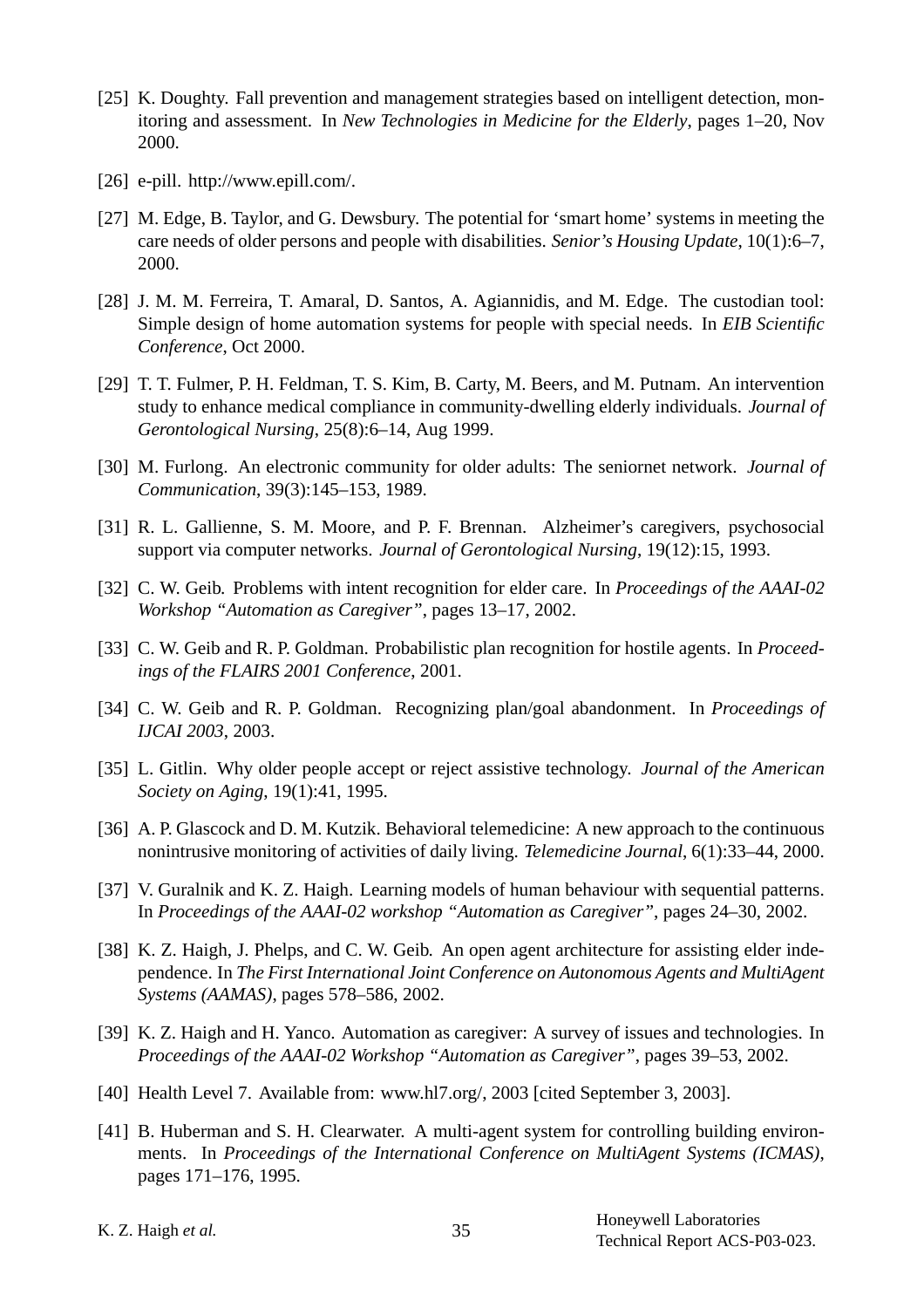[25] K. Doughty. Fall prevention and management strategies based on intelligent detection, monitoring and assessment. In *New Technologies in Medicine for the Elderly*, pages 1–20, Nov 2000.

[26] e-pill. http://www.epill.com/.

[27] M. Edge, B. Taylor, and G. Dewsbury. The potential for 'smart home' systems in meeting the care needs of older persons and people with disabilities. *Senior's Housing Update*, 10(1):6–7, 2000.

[28] J. M. M. Ferreira, T. Amaral, D. Santos, A. Agiannidis, and M. Edge. The custodian tool: Simple design of home automation systems for people with special needs. In *EIB Scientific Conference*, Oct 2000.

[29] T. T. Fulmer, P. H. Feldman, T. S. Kim, B. Carty, M. Beers, and M. Putnam. An intervention study to enhance medical compliance in community-dwelling elderly individuals. *Journal of Gerontological Nursing*, 25(8):6–14, Aug 1999.

[30] M. Furlong. An electronic community for older adults: The seniornet network. *Journal of Communication*, 39(3):145–153, 1989.

[31] R. L. Gallienne, S. M. Moore, and P. F. Brennan. Alzheimer's caregivers, psychosocial support via computer networks. *Journal of Gerontological Nursing*, 19(12):15, 1993.

[32] C. W. Geib. Problems with intent recognition for elder care. In *Proceedings of the AAAI-02 Workshop "Automation as Caregiver"*, pages 13–17, 2002.

[33] C. W. Geib and R. P. Goldman. Probabilistic plan recognition for hostile agents. In *Proceedings of the FLAIRS 2001 Conference*, 2001.

[34] C. W. Geib and R. P. Goldman. Recognizing plan/goal abandonment. In *Proceedings of IJCAI 2003*, 2003.

[35] L. Gitlin. Why older people accept or reject assistive technology. *Journal of the American Society on Aging*, 19(1):41, 1995.

[36] A. P. Glascock and D. M. Kutzik. Behavioral telemedicine: A new approach to the continuous nonintrusive monitoring of activities of daily living. *Telemedicine Journal*, 6(1):33–44, 2000.

[37] V. Guralnik and K. Z. Haigh. Learning models of human behaviour with sequential patterns. In *Proceedings of the AAAI-02 workshop "Automation as Caregiver"*, pages 24–30, 2002.

[38] K. Z. Haigh, J. Phelps, and C. W. Geib. An open agent architecture for assisting elder independence. In *The First International Joint Conference on Autonomous Agents and MultiAgent Systems (AAMAS)*, pages 578–586, 2002.

[39] K. Z. Haigh and H. Yanco. Automation as caregiver: A survey of issues and technologies. In *Proceedings of the AAAI-02 Workshop "Automation as Caregiver"*, pages 39–53, 2002.

[40] Health Level 7. Available from: www.hl7.org/, 2003 [cited September 3, 2003].

[41] B. Huberman and S. H. Clearwater. A multi-agent system for controlling building environments. In *Proceedings of the International Conference on MultiAgent Systems (ICMAS)*, pages 171–176, 1995.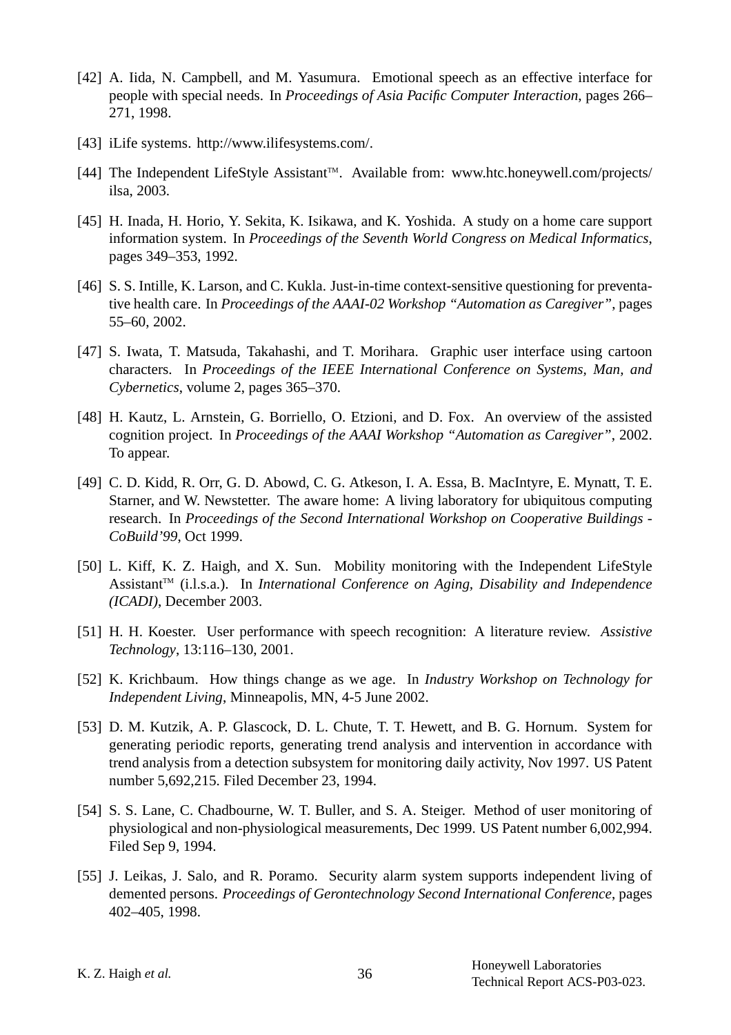[42] A. Iida, N. Campbell, and M. Yasumura. Emotional speech as an effective interface for people with special needs. In *Proceedings of Asia Pacific Computer Interaction*, pages 266–271, 1998.

[43] iLife systems. http://www.ilifesystems.com/.

[44] The Independent LifeStyle Assistant™. Available from: www.htc.honeywell.com/projects/ilsa, 2003.

[45] H. Inada, H. Horio, Y. Sekita, K. Isikawa, and K. Yoshida. A study on a home care support information system. In *Proceedings of the Seventh World Congress on Medical Informatics*, pages 349–353, 1992.

[46] S. S. Intille, K. Larson, and C. Kukla. Just-in-time context-sensitive questioning for preventative health care. In *Proceedings of the AAAI-02 Workshop "Automation as Caregiver"*, pages 55–60, 2002.

[47] S. Iwata, T. Matsuda, Takahashi, and T. Morihara. Graphic user interface using cartoon characters. In *Proceedings of the IEEE International Conference on Systems, Man, and Cybernetics*, volume 2, pages 365–370.

[48] H. Kautz, L. Arnstein, G. Borriello, O. Etzioni, and D. Fox. An overview of the assisted cognition project. In *Proceedings of the AAAI Workshop "Automation as Caregiver"*, 2002. To appear.

[49] C. D. Kidd, R. Orr, G. D. Abowd, C. G. Atkeson, I. A. Essa, B. MacIntyre, E. Mynatt, T. E. Starner, and W. Newstetter. The aware home: A living laboratory for ubiquitous computing research. In *Proceedings of the Second International Workshop on Cooperative Buildings - CoBuild'99*, Oct 1999.

[50] L. Kiff, K. Z. Haigh, and X. Sun. Mobility monitoring with the Independent LifeStyle Assistant™ (i.l.s.a.). In *International Conference on Aging, Disability and Independence (ICADI)*, December 2003.

[51] H. H. Koester. User performance with speech recognition: A literature review. *Assistive Technology*, 13:116–130, 2001.

[52] K. Krichbaum. How things change as we age. In *Industry Workshop on Technology for Independent Living*, Minneapolis, MN, 4-5 June 2002.

[53] D. M. Kutzik, A. P. Glascock, D. L. Chute, T. T. Hewett, and B. G. Hornum. System for generating periodic reports, generating trend analysis and intervention in accordance with trend analysis from a detection subsystem for monitoring daily activity, Nov 1997. US Patent number 5,692,215. Filed December 23, 1994.

[54] S. S. Lane, C. Chadbourne, W. T. Buller, and S. A. Steiger. Method of user monitoring of physiological and non-physiological measurements, Dec 1999. US Patent number 6,002,994. Filed Sep 9, 1994.

[55] J. Leikas, J. Salo, and R. Poramo. Security alarm system supports independent living of demented persons. *Proceedings of Gerontechnology Second International Conference*, pages 402–405, 1998.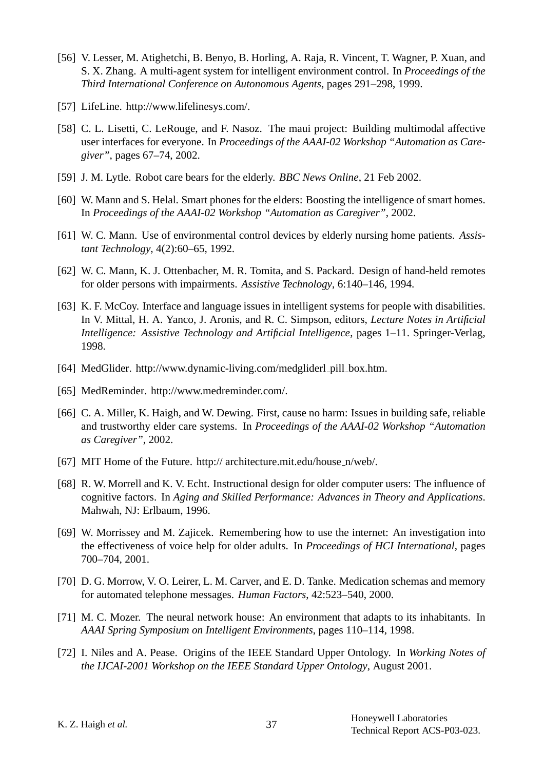[56] V. Lesser, M. Atighetchi, B. Benyo, B. Horling, A. Raja, R. Vincent, T. Wagner, P. Xuan, and S. X. Zhang. A multi-agent system for intelligent environment control. In *Proceedings of the Third International Conference on Autonomous Agents*, pages 291–298, 1999.

[57] LifeLine. http://www.lifelinesys.com/.

[58] C. L. Lisetti, C. LeRouge, and F. Nasoz. The maui project: Building multimodal affective user interfaces for everyone. In *Proceedings of the AAAI-02 Workshop "Automation as Caregiver"*, pages 67–74, 2002.

[59] J. M. Lytle. Robot care bears for the elderly. *BBC News Online*, 21 Feb 2002.

[60] W. Mann and S. Helal. Smart phones for the elders: Boosting the intelligence of smart homes. In *Proceedings of the AAAI-02 Workshop "Automation as Caregiver"*, 2002.

[61] W. C. Mann. Use of environmental control devices by elderly nursing home patients. *Assistant Technology*, 4(2):60–65, 1992.

[62] W. C. Mann, K. J. Ottenbacher, M. R. Tomita, and S. Packard. Design of hand-held remotes for older persons with impairments. *Assistive Technology*, 6:140–146, 1994.

[63] K. F. McCoy. Interface and language issues in intelligent systems for people with disabilities. In V. Mittal, H. A. Yanco, J. Aronis, and R. C. Simpson, editors, *Lecture Notes in Artificial Intelligence: Assistive Technology and Artificial Intelligence*, pages 1–11. Springer-Verlag, 1998.

[64] MedGlider. http://www.dynamic-living.com/medgliderl_pill_box.htm.

[65] MedReminder. http://www.medreminder.com/.

[66] C. A. Miller, K. Haigh, and W. Dewing. First, cause no harm: Issues in building safe, reliable and trustworthy elder care systems. In *Proceedings of the AAAI-02 Workshop "Automation as Caregiver"*, 2002.

[67] MIT Home of the Future. http:// architecture.mit.edu/house_n/web/.

[68] R. W. Morrell and K. V. Echt. Instructional design for older computer users: The influence of cognitive factors. In *Aging and Skilled Performance: Advances in Theory and Applications*. Mahwah, NJ: Erlbaum, 1996.

[69] W. Morrissey and M. Zajicek. Remembering how to use the internet: An investigation into the effectiveness of voice help for older adults. In *Proceedings of HCI International*, pages 700–704, 2001.

[70] D. G. Morrow, V. O. Leirer, L. M. Carver, and E. D. Tanke. Medication schemas and memory for automated telephone messages. *Human Factors*, 42:523–540, 2000.

[71] M. C. Mozer. The neural network house: An environment that adapts to its inhabitants. In *AAAI Spring Symposium on Intelligent Environments*, pages 110–114, 1998.

[72] I. Niles and A. Pease. Origins of the IEEE Standard Upper Ontology. In *Working Notes of the IJCAI-2001 Workshop on the IEEE Standard Upper Ontology*, August 2001.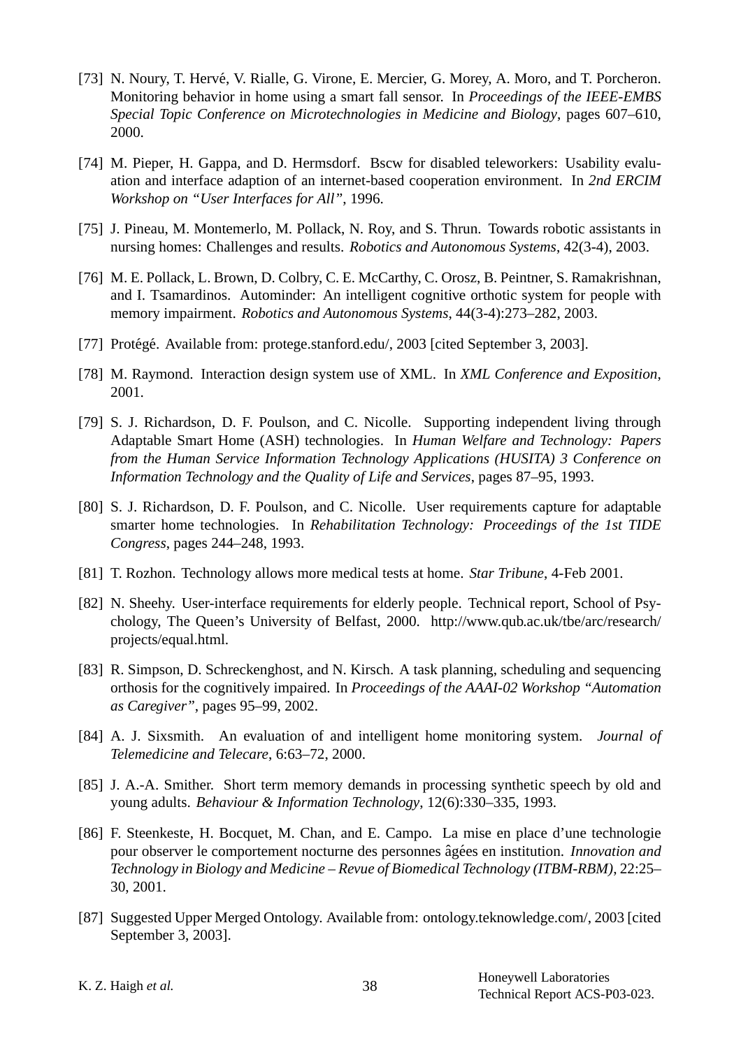[73] N. Noury, T. Hervé, V. Rialle, G. Virone, E. Mercier, G. Morey, A. Moro, and T. Porcheron. Monitoring behavior in home using a smart fall sensor. In *Proceedings of the IEEE-EMBS Special Topic Conference on Microtechnologies in Medicine and Biology*, pages 607–610, 2000.

[74] M. Pieper, H. Gappa, and D. Hermsdorf. Bscw for disabled teleworkers: Usability evaluation and interface adaption of an internet-based cooperation environment. In *2nd ERCIM Workshop on "User Interfaces for All"*, 1996.

[75] J. Pineau, M. Montemerlo, M. Pollack, N. Roy, and S. Thrun. Towards robotic assistants in nursing homes: Challenges and results. *Robotics and Autonomous Systems*, 42(3-4), 2003.

[76] M. E. Pollack, L. Brown, D. Colbry, C. E. McCarthy, C. Orosz, B. Peintner, S. Ramakrishnan, and I. Tsamardinos. Autominder: An intelligent cognitive orthotic system for people with memory impairment. *Robotics and Autonomous Systems*, 44(3-4):273–282, 2003.

[77] Protégé. Available from: protege.stanford.edu/, 2003 [cited September 3, 2003].

[78] M. Raymond. Interaction design system use of XML. In *XML Conference and Exposition*, 2001.

[79] S. J. Richardson, D. F. Poulson, and C. Nicolle. Supporting independent living through Adaptable Smart Home (ASH) technologies. In *Human Welfare and Technology: Papers from the Human Service Information Technology Applications (HUSITA) 3 Conference on Information Technology and the Quality of Life and Services*, pages 87–95, 1993.

[80] S. J. Richardson, D. F. Poulson, and C. Nicolle. User requirements capture for adaptable smarter home technologies. In *Rehabilitation Technology: Proceedings of the 1st TIDE Congress*, pages 244–248, 1993.

[81] T. Rozhon. Technology allows more medical tests at home. *Star Tribune*, 4-Feb 2001.

[82] N. Sheehy. User-interface requirements for elderly people. Technical report, School of Psychology, The Queen's University of Belfast, 2000. http://www.qub.ac.uk/tbe/arc/research/projects/equal.html.

[83] R. Simpson, D. Schreckenghost, and N. Kirsch. A task planning, scheduling and sequencing orthosis for the cognitively impaired. In *Proceedings of the AAAI-02 Workshop "Automation as Caregiver"*, pages 95–99, 2002.

[84] A. J. Sixsmith. An evaluation of and intelligent home monitoring system. *Journal of Telemedicine and Telecare*, 6:63–72, 2000.

[85] J. A.-A. Smither. Short term memory demands in processing synthetic speech by old and young adults. *Behaviour & Information Technology*, 12(6):330–335, 1993.

[86] F. Steenkeste, H. Bocquet, M. Chan, and E. Campo. La mise en place d'une technologie pour observer le comportement nocturne des personnes âgées en institution. *Innovation and Technology in Biology and Medicine – Revue of Biomedical Technology (ITBM-RBM)*, 22:25–30, 2001.

[87] Suggested Upper Merged Ontology. Available from: ontology.teknowledge.com/, 2003 [cited September 3, 2003].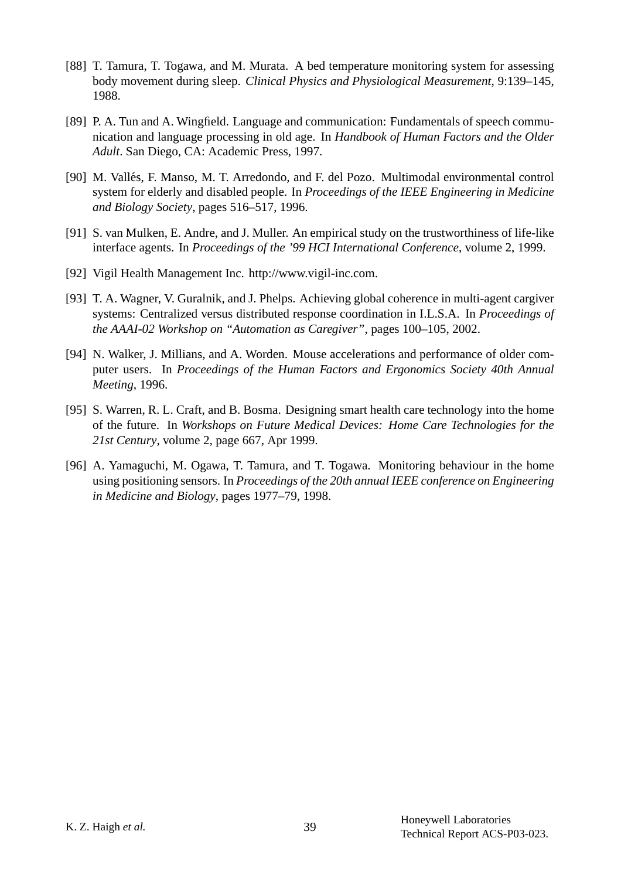[88] T. Tamura, T. Togawa, and M. Murata. A bed temperature monitoring system for assessing body movement during sleep. *Clinical Physics and Physiological Measurement*, 9:139–145, 1988.

[89] P. A. Tun and A. Wingfield. Language and communication: Fundamentals of speech communication and language processing in old age. In *Handbook of Human Factors and the Older Adult*. San Diego, CA: Academic Press, 1997.

[90] M. Vallés, F. Manso, M. T. Arredondo, and F. del Pozo. Multimodal environmental control system for elderly and disabled people. In *Proceedings of the IEEE Engineering in Medicine and Biology Society*, pages 516–517, 1996.

[91] S. van Mulken, E. Andre, and J. Muller. An empirical study on the trustworthiness of life-like interface agents. In *Proceedings of the '99 HCI International Conference*, volume 2, 1999.

[92] Vigil Health Management Inc. http://www.vigil-inc.com.

[93] T. A. Wagner, V. Guralnik, and J. Phelps. Achieving global coherence in multi-agent cargiver systems: Centralized versus distributed response coordination in I.L.S.A. In *Proceedings of the AAAI-02 Workshop on "Automation as Caregiver"*, pages 100–105, 2002.

[94] N. Walker, J. Millians, and A. Worden. Mouse accelerations and performance of older computer users. In *Proceedings of the Human Factors and Ergonomics Society 40th Annual Meeting*, 1996.

[95] S. Warren, R. L. Craft, and B. Bosma. Designing smart health care technology into the home of the future. In *Workshops on Future Medical Devices: Home Care Technologies for the 21st Century*, volume 2, page 667, Apr 1999.

[96] A. Yamaguchi, M. Ogawa, T. Tamura, and T. Togawa. Monitoring behaviour in the home using positioning sensors. In *Proceedings of the 20th annual IEEE conference on Engineering in Medicine and Biology*, pages 1977–79, 1998.